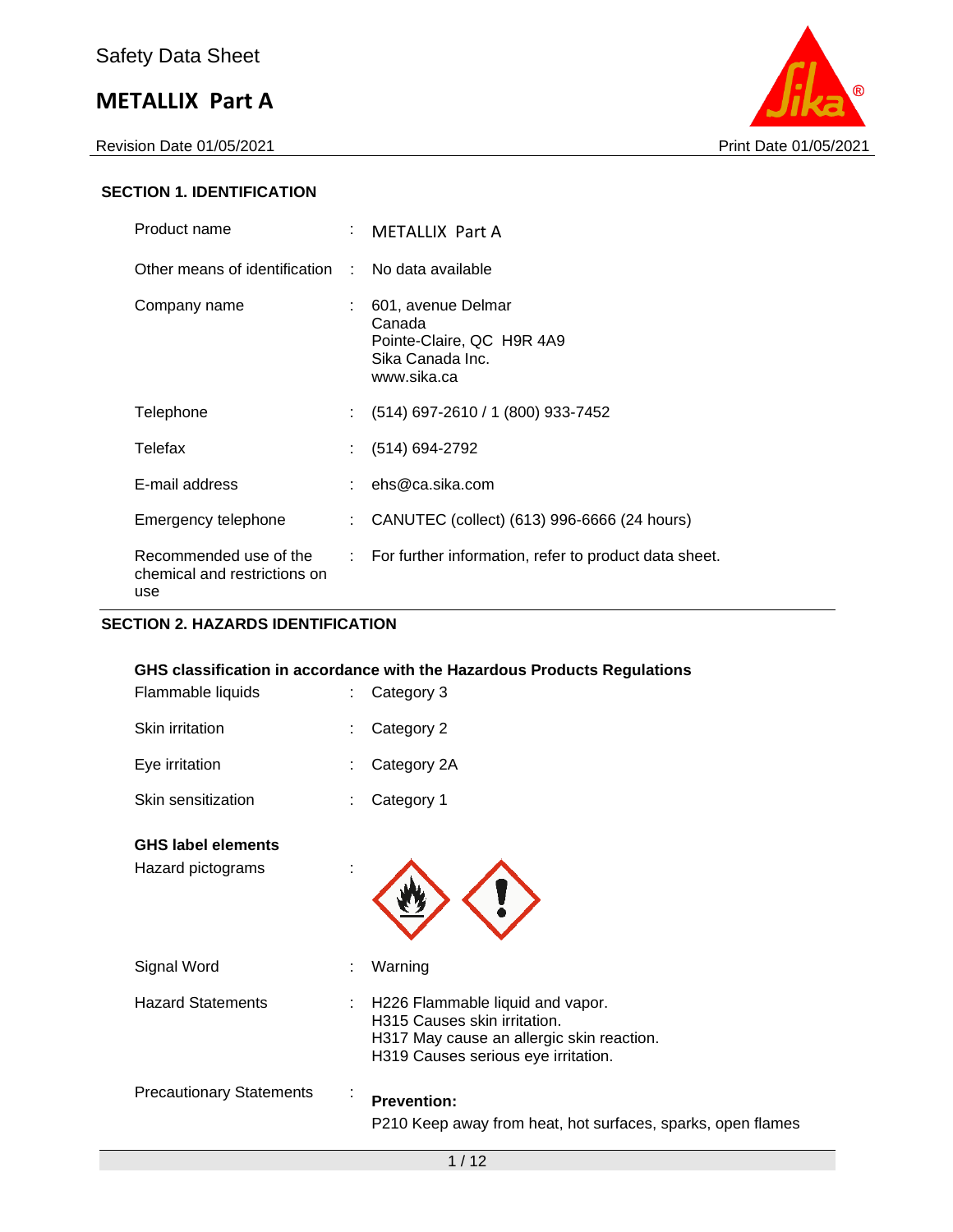Safety Data Sheet

# METALLIX Part A

Revision Date 01/05/2021 Print Date 01/05/2021

## SECTION 1. IDENTIFICATION

| | | |
|---|---|---|
| Product name | : | METALLIX Part A |
| Other means of identification | : | No data available |
| Company name | : | 601, avenue Delmar<br>Canada<br>Pointe-Claire, QC H9R 4A9<br>Sika Canada Inc.<br>www.sika.ca |
| Telephone | : | (514) 697-2610 / 1 (800) 933-7452 |
| Telefax | : | (514) 694-2792 |
| E-mail address | : | ehs@ca.sika.com |
| Emergency telephone | : | CANUTEC (collect) (613) 996-6666 (24 hours) |
| Recommended use of the chemical and restrictions on use | : | For further information, refer to product data sheet. |

## SECTION 2. HAZARDS IDENTIFICATION

**GHS classification in accordance with the Hazardous Products Regulations**

| | | |
|---|---|---|
| Flammable liquids | : | Category 3 |
| Skin irritation | : | Category 2 |
| Eye irritation | : | Category 2A |
| Skin sensitization | : | Category 1 |

**GHS label elements**

Hazard pictograms :

Signal Word : Warning

Hazard Statements :
H226 Flammable liquid and vapor.
H315 Causes skin irritation.
H317 May cause an allergic skin reaction.
H319 Causes serious eye irritation.

Precautionary Statements :

**Prevention:**

P210 Keep away from heat, hot surfaces, sparks, open flames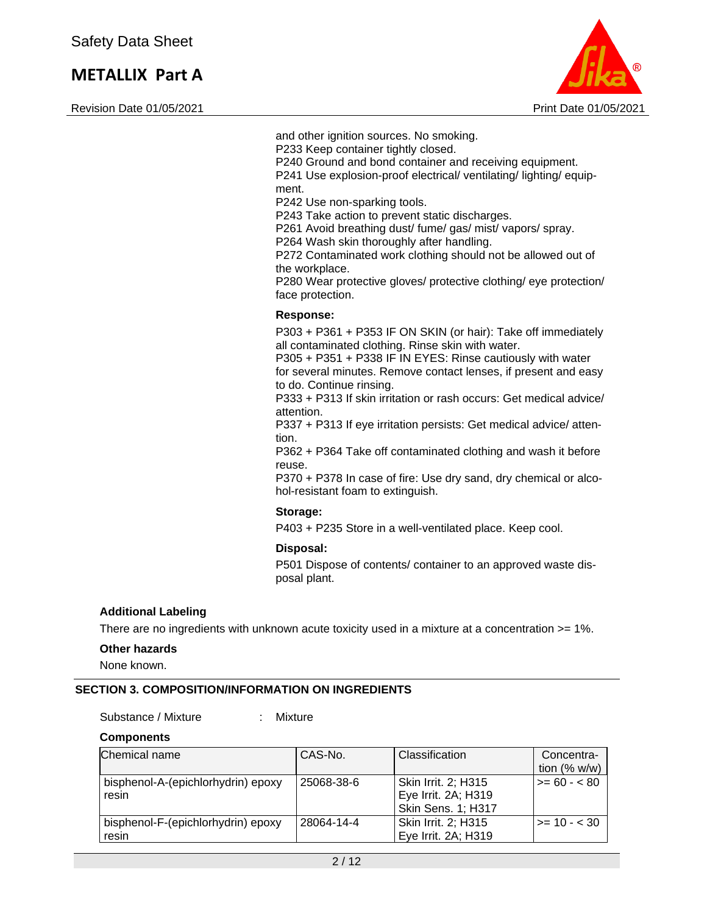and other ignition sources. No smoking.
P233 Keep container tightly closed.
P240 Ground and bond container and receiving equipment.
P241 Use explosion-proof electrical/ ventilating/ lighting/ equipment.
P242 Use non-sparking tools.
P243 Take action to prevent static discharges.
P261 Avoid breathing dust/ fume/ gas/ mist/ vapors/ spray.
P264 Wash skin thoroughly after handling.
P272 Contaminated work clothing should not be allowed out of the workplace.
P280 Wear protective gloves/ protective clothing/ eye protection/ face protection.

**Response:**

P303 + P361 + P353 IF ON SKIN (or hair): Take off immediately all contaminated clothing. Rinse skin with water.
P305 + P351 + P338 IF IN EYES: Rinse cautiously with water for several minutes. Remove contact lenses, if present and easy to do. Continue rinsing.
P333 + P313 If skin irritation or rash occurs: Get medical advice/ attention.
P337 + P313 If eye irritation persists: Get medical advice/ attention.
P362 + P364 Take off contaminated clothing and wash it before reuse.
P370 + P378 In case of fire: Use dry sand, dry chemical or alcohol-resistant foam to extinguish.

**Storage:**

P403 + P235 Store in a well-ventilated place. Keep cool.

**Disposal:**

P501 Dispose of contents/ container to an approved waste disposal plant.

**Additional Labeling**

There are no ingredients with unknown acute toxicity used in a mixture at a concentration >= 1%.

**Other hazards**

None known.

## SECTION 3. COMPOSITION/INFORMATION ON INGREDIENTS

Substance / Mixture : Mixture

**Components**

| Chemical name | CAS-No. | Classification | Concentration (% w/w) |
|---|---|---|---|
| bisphenol-A-(epichlorhydrin) epoxy resin | 25068-38-6 | Skin Irrit. 2; H315<br>Eye Irrit. 2A; H319<br>Skin Sens. 1; H317 | >= 60 - < 80 |
| bisphenol-F-(epichlorhydrin) epoxy resin | 28064-14-4 | Skin Irrit. 2; H315<br>Eye Irrit. 2A; H319 | >= 10 - < 30 |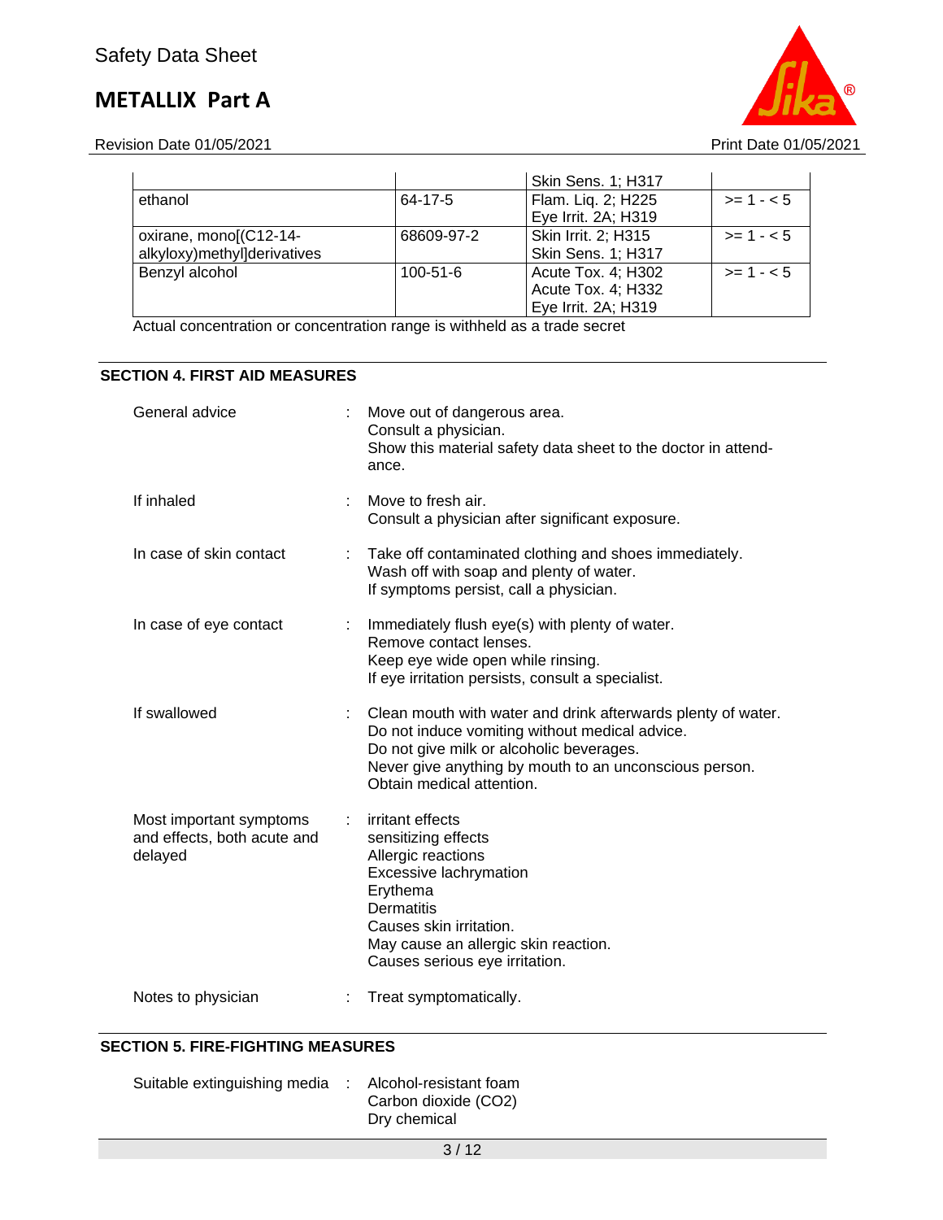| | | | |
|---|---|---|---|
| | | Skin Sens. 1; H317 | |
| ethanol | 64-17-5 | Flam. Liq. 2; H225<br>Eye Irrit. 2A; H319 | >= 1 - < 5 |
| oxirane, mono[(C12-14-alkyloxy)methyl]derivatives | 68609-97-2 | Skin Irrit. 2; H315<br>Skin Sens. 1; H317 | >= 1 - < 5 |
| Benzyl alcohol | 100-51-6 | Acute Tox. 4; H302<br>Acute Tox. 4; H332<br>Eye Irrit. 2A; H319 | >= 1 - < 5 |

Actual concentration or concentration range is withheld as a trade secret

## SECTION 4. FIRST AID MEASURES

General advice : Move out of dangerous area.
Consult a physician.
Show this material safety data sheet to the doctor in attendance.

If inhaled : Move to fresh air.
Consult a physician after significant exposure.

In case of skin contact : Take off contaminated clothing and shoes immediately.
Wash off with soap and plenty of water.
If symptoms persist, call a physician.

In case of eye contact : Immediately flush eye(s) with plenty of water.
Remove contact lenses.
Keep eye wide open while rinsing.
If eye irritation persists, consult a specialist.

If swallowed : Clean mouth with water and drink afterwards plenty of water.
Do not induce vomiting without medical advice.
Do not give milk or alcoholic beverages.
Never give anything by mouth to an unconscious person.
Obtain medical attention.

Most important symptoms and effects, both acute and delayed : irritant effects
sensitizing effects
Allergic reactions
Excessive lachrymation
Erythema
Dermatitis
Causes skin irritation.
May cause an allergic skin reaction.
Causes serious eye irritation.

Notes to physician : Treat symptomatically.

## SECTION 5. FIRE-FIGHTING MEASURES

Suitable extinguishing media : Alcohol-resistant foam
Carbon dioxide ($CO_2$)
Dry chemical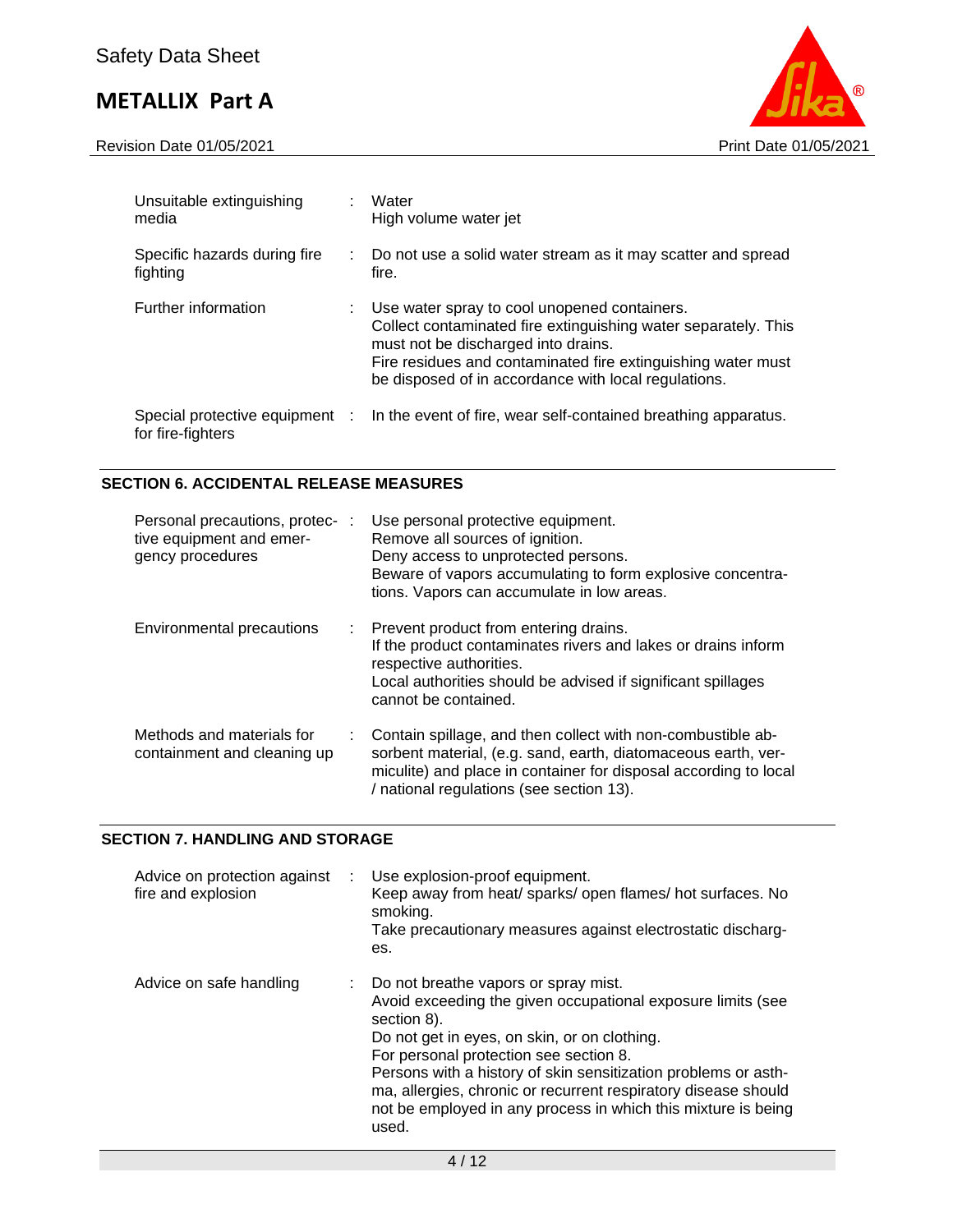| | | |
|---|---|---|
| Unsuitable extinguishing media | : | Water<br>High volume water jet |
| Specific hazards during fire fighting | : | Do not use a solid water stream as it may scatter and spread fire. |
| Further information | : | Use water spray to cool unopened containers.<br>Collect contaminated fire extinguishing water separately. This must not be discharged into drains.<br>Fire residues and contaminated fire extinguishing water must be disposed of in accordance with local regulations. |
| Special protective equipment for fire-fighters | : | In the event of fire, wear self-contained breathing apparatus. |

## SECTION 6. ACCIDENTAL RELEASE MEASURES

| | | |
|---|---|---|
| Personal precautions, protective equipment and emergency procedures | : | Use personal protective equipment.<br>Remove all sources of ignition.<br>Deny access to unprotected persons.<br>Beware of vapors accumulating to form explosive concentrations. Vapors can accumulate in low areas. |
| Environmental precautions | : | Prevent product from entering drains.<br>If the product contaminates rivers and lakes or drains inform respective authorities.<br>Local authorities should be advised if significant spillages cannot be contained. |
| Methods and materials for containment and cleaning up | : | Contain spillage, and then collect with non-combustible absorbent material, (e.g. sand, earth, diatomaceous earth, vermiculite) and place in container for disposal according to local / national regulations (see section 13). |

## SECTION 7. HANDLING AND STORAGE

| | | |
|---|---|---|
| Advice on protection against fire and explosion | : | Use explosion-proof equipment.<br>Keep away from heat/ sparks/ open flames/ hot surfaces. No smoking.<br>Take precautionary measures against electrostatic discharges. |
| Advice on safe handling | : | Do not breathe vapors or spray mist.<br>Avoid exceeding the given occupational exposure limits (see section 8).<br>Do not get in eyes, on skin, or on clothing.<br>For personal protection see section 8.<br>Persons with a history of skin sensitization problems or asthma, allergies, chronic or recurrent respiratory disease should not be employed in any process in which this mixture is being used. |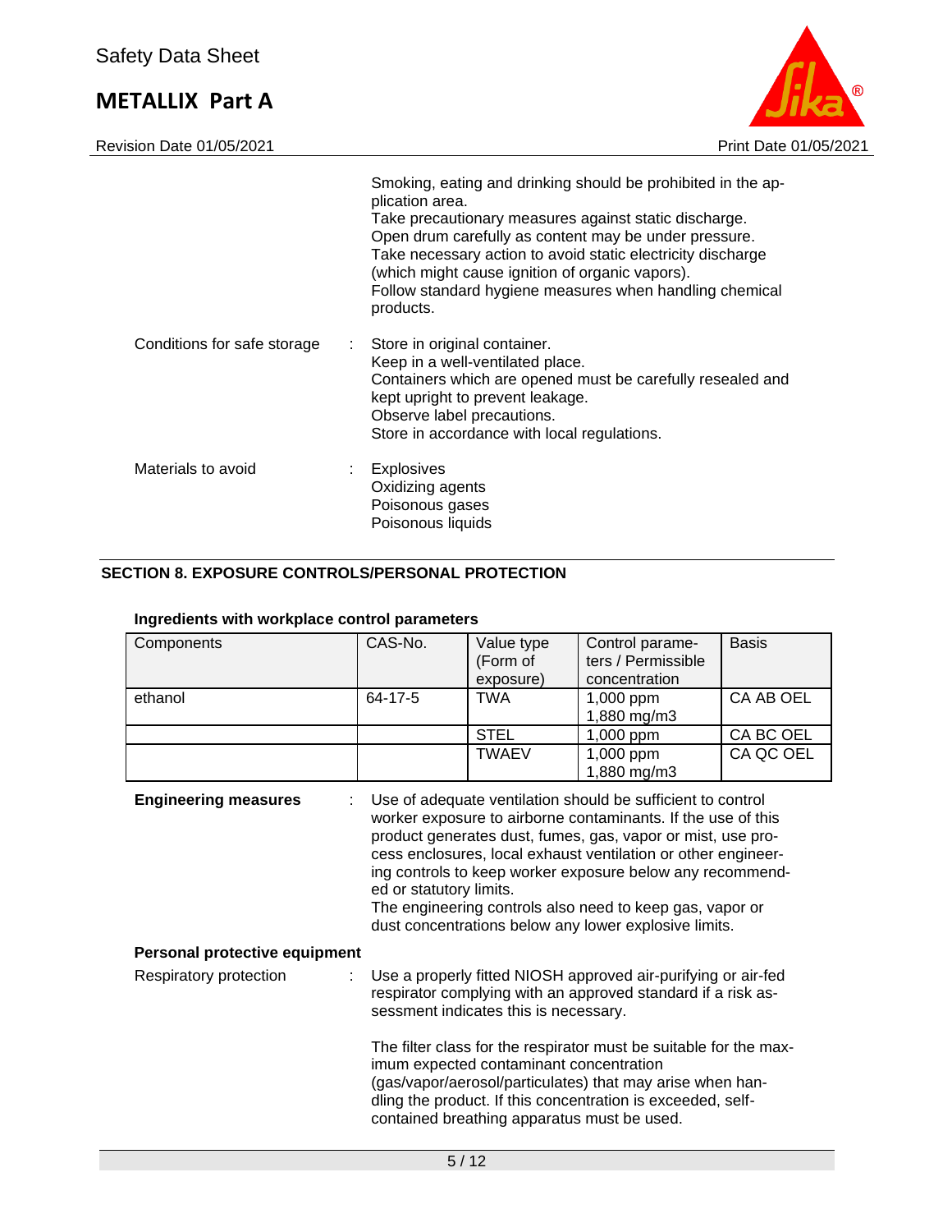Smoking, eating and drinking should be prohibited in the application area.
Take precautionary measures against static discharge.
Open drum carefully as content may be under pressure.
Take necessary action to avoid static electricity discharge (which might cause ignition of organic vapors).
Follow standard hygiene measures when handling chemical products.

Conditions for safe storage : Store in original container.
Keep in a well-ventilated place.
Containers which are opened must be carefully resealed and kept upright to prevent leakage.
Observe label precautions.
Store in accordance with local regulations.

Materials to avoid : Explosives
Oxidizing agents
Poisonous gases
Poisonous liquids

## SECTION 8. EXPOSURE CONTROLS/PERSONAL PROTECTION

**Ingredients with workplace control parameters**

| Components | CAS-No. | Value type (Form of exposure) | Control parameters / Permissible concentration | Basis |
|---|---|---|---|---|
| ethanol | 64-17-5 | TWA | 1,000 ppm<br>1,880 mg/m3 | CA AB OEL |
| | | STEL | 1,000 ppm | CA BC OEL |
| | | TWAEV | 1,000 ppm<br>1,880 mg/m3 | CA QC OEL |

**Engineering measures** : Use of adequate ventilation should be sufficient to control worker exposure to airborne contaminants. If the use of this product generates dust, fumes, gas, vapor or mist, use process enclosures, local exhaust ventilation or other engineering controls to keep worker exposure below any recommended or statutory limits.
The engineering controls also need to keep gas, vapor or dust concentrations below any lower explosive limits.

**Personal protective equipment**

Respiratory protection : Use a properly fitted NIOSH approved air-purifying or air-fed respirator complying with an approved standard if a risk assessment indicates this is necessary.

The filter class for the respirator must be suitable for the maximum expected contaminant concentration (gas/vapor/aerosol/particulates) that may arise when handling the product. If this concentration is exceeded, self-contained breathing apparatus must be used.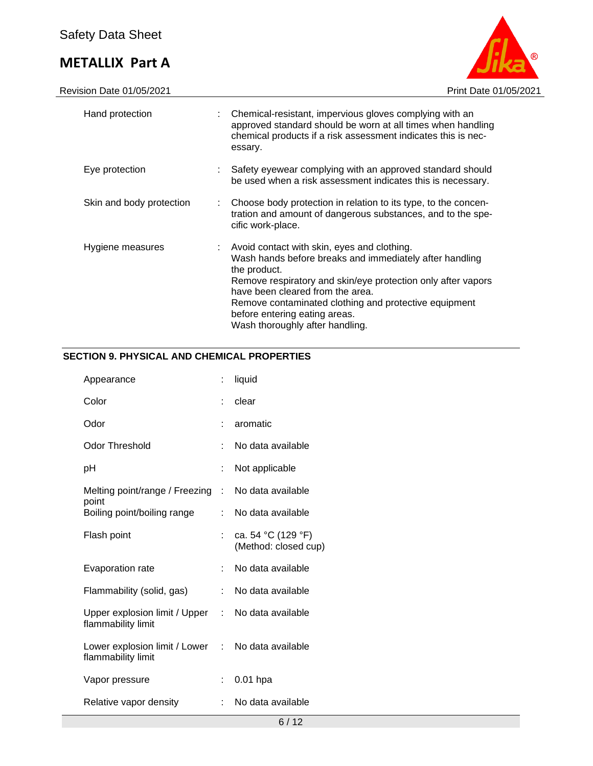| | | |
|---|---|---|
| Hand protection | : | Chemical-resistant, impervious gloves complying with an approved standard should be worn at all times when handling chemical products if a risk assessment indicates this is necessary. |
| Eye protection | : | Safety eyewear complying with an approved standard should be used when a risk assessment indicates this is necessary. |
| Skin and body protection | : | Choose body protection in relation to its type, to the concentration and amount of dangerous substances, and to the specific work-place. |
| Hygiene measures | : | Avoid contact with skin, eyes and clothing.<br>Wash hands before breaks and immediately after handling the product.<br>Remove respiratory and skin/eye protection only after vapors have been cleared from the area.<br>Remove contaminated clothing and protective equipment before entering eating areas.<br>Wash thoroughly after handling. |

## SECTION 9. PHYSICAL AND CHEMICAL PROPERTIES

| | | |
|---|---|---|
| Appearance | : | liquid |
| Color | : | clear |
| Odor | : | aromatic |
| Odor Threshold | : | No data available |
| pH | : | Not applicable |
| Melting point/range / Freezing point | : | No data available |
| Boiling point/boiling range | : | No data available |
| Flash point | : | ca. 54 °C (129 °F)<br>(Method: closed cup) |
| Evaporation rate | : | No data available |
| Flammability (solid, gas) | : | No data available |
| Upper explosion limit / Upper flammability limit | : | No data available |
| Lower explosion limit / Lower flammability limit | : | No data available |
| Vapor pressure | : | 0.01 hpa |
| Relative vapor density | : | No data available |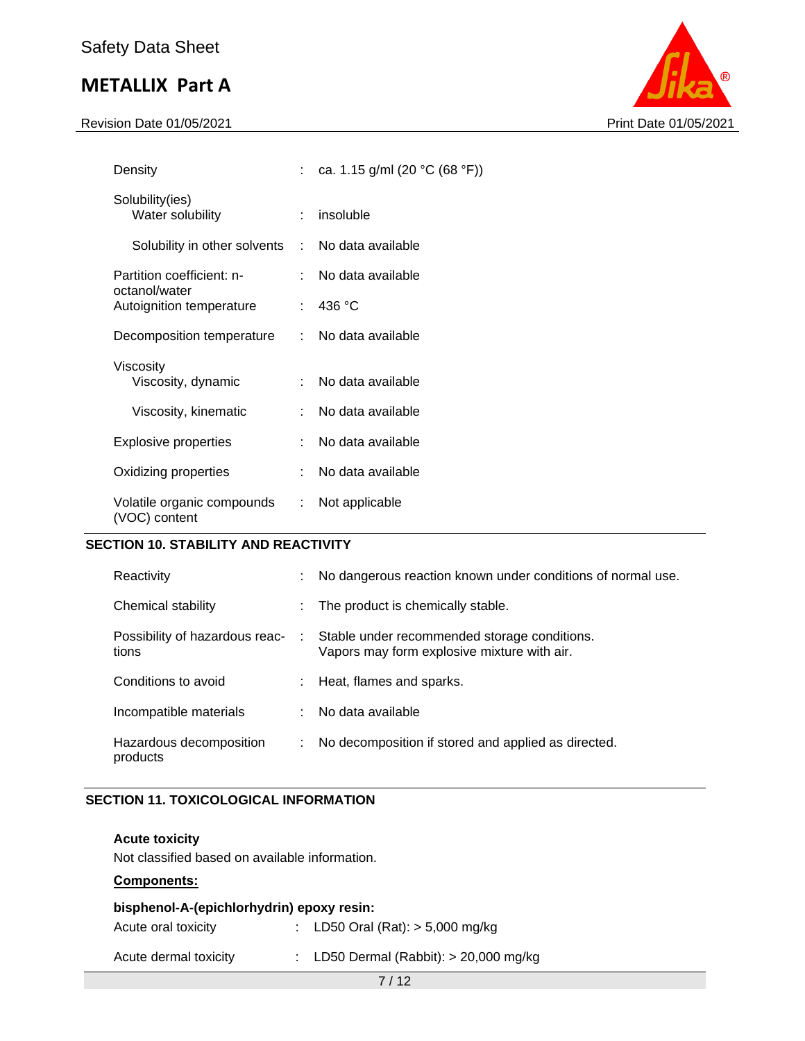| | | |
|---|---|---|
| Density | : | ca. 1.15 g/ml (20 °C (68 °F)) |
| Solubility(ies) | | |
| Water solubility | : | insoluble |
| Solubility in other solvents | : | No data available |
| Partition coefficient: n-octanol/water | : | No data available |
| Autoignition temperature | : | 436 °C |
| Decomposition temperature | : | No data available |
| Viscosity | | |
| Viscosity, dynamic | : | No data available |
| Viscosity, kinematic | : | No data available |
| Explosive properties | : | No data available |
| Oxidizing properties | : | No data available |
| Volatile organic compounds (VOC) content | : | Not applicable |

## SECTION 10. STABILITY AND REACTIVITY

| | | |
|---|---|---|
| Reactivity | : | No dangerous reaction known under conditions of normal use. |
| Chemical stability | : | The product is chemically stable. |
| Possibility of hazardous reactions | : | Stable under recommended storage conditions.<br>Vapors may form explosive mixture with air. |
| Conditions to avoid | : | Heat, flames and sparks. |
| Incompatible materials | : | No data available |
| Hazardous decomposition products | : | No decomposition if stored and applied as directed. |

## SECTION 11. TOXICOLOGICAL INFORMATION

**Acute toxicity**

Not classified based on available information.

**Components:**

**bisphenol-A-(epichlorhydrin) epoxy resin:**

| | | |
|---|---|---|
| Acute oral toxicity | : | LD50 Oral (Rat): > 5,000 mg/kg |
| Acute dermal toxicity | : | LD50 Dermal (Rabbit): > 20,000 mg/kg |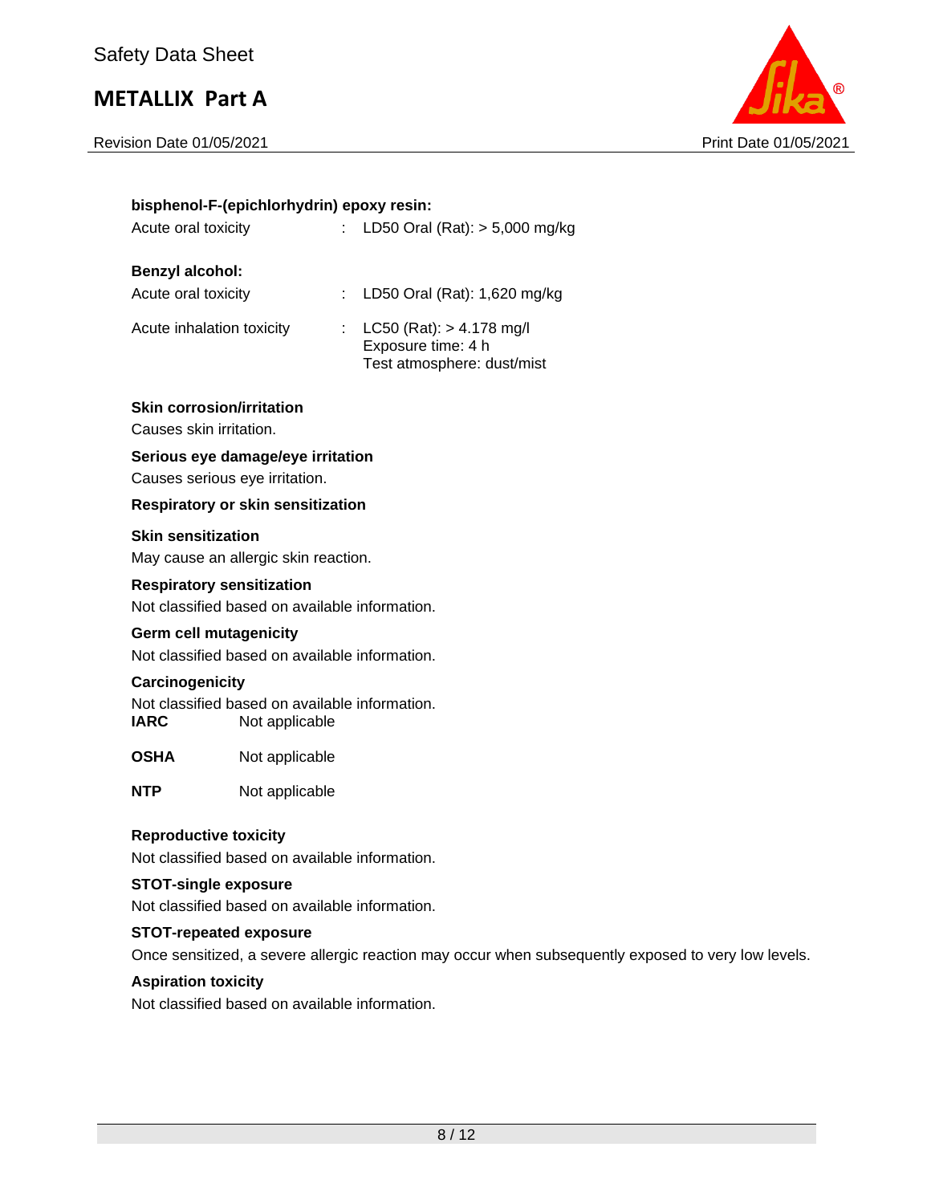**bisphenol-F-(epichlorhydrin) epoxy resin:**

Acute oral toxicity : LD50 Oral (Rat): > 5,000 mg/kg

**Benzyl alcohol:**

Acute oral toxicity : LD50 Oral (Rat): 1,620 mg/kg

Acute inhalation toxicity : LC50 (Rat): > 4.178 mg/l
Exposure time: 4 h
Test atmosphere: dust/mist

**Skin corrosion/irritation**

Causes skin irritation.

**Serious eye damage/eye irritation**

Causes serious eye irritation.

**Respiratory or skin sensitization**

**Skin sensitization**

May cause an allergic skin reaction.

**Respiratory sensitization**

Not classified based on available information.

**Germ cell mutagenicity**

Not classified based on available information.

**Carcinogenicity**

Not classified based on available information.

**IARC** Not applicable

**OSHA** Not applicable

**NTP** Not applicable

**Reproductive toxicity**

Not classified based on available information.

**STOT-single exposure**

Not classified based on available information.

**STOT-repeated exposure**

Once sensitized, a severe allergic reaction may occur when subsequently exposed to very low levels.

**Aspiration toxicity**

Not classified based on available information.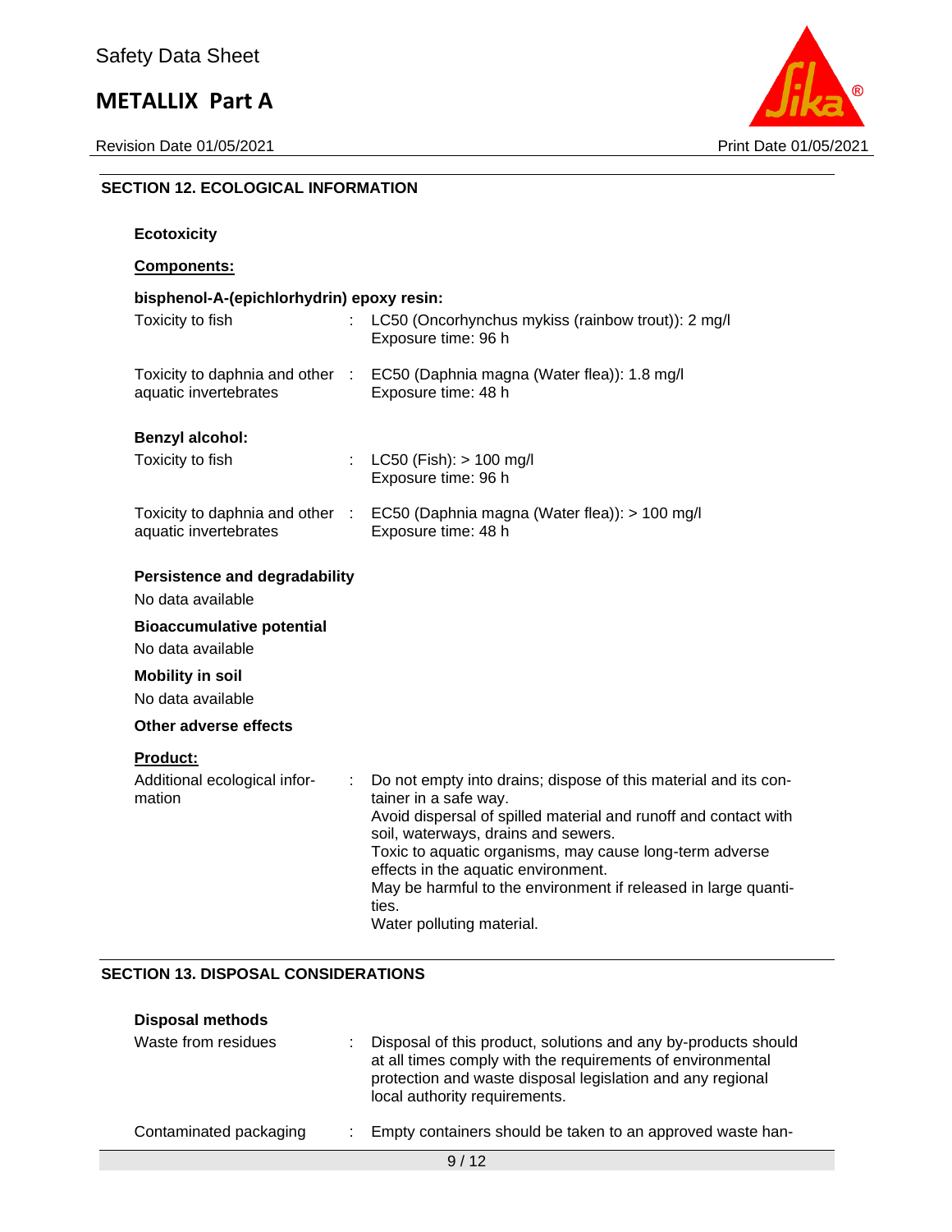## SECTION 12. ECOLOGICAL INFORMATION

**Ecotoxicity**

**Components:**

**bisphenol-A-(epichlorhydrin) epoxy resin:**

| | | |
|---|---|---|
| Toxicity to fish | : | LC50 (Oncorhynchus mykiss (rainbow trout)): 2 mg/l<br>Exposure time: 96 h |
| Toxicity to daphnia and other aquatic invertebrates | : | EC50 (Daphnia magna (Water flea)): 1.8 mg/l<br>Exposure time: 48 h |

**Benzyl alcohol:**

| | | |
|---|---|---|
| Toxicity to fish | : | LC50 (Fish): > 100 mg/l<br>Exposure time: 96 h |
| Toxicity to daphnia and other aquatic invertebrates | : | EC50 (Daphnia magna (Water flea)): > 100 mg/l<br>Exposure time: 48 h |

**Persistence and degradability**

No data available

**Bioaccumulative potential**

No data available

**Mobility in soil**

No data available

**Other adverse effects**

**Product:**

| | | |
|---|---|---|
| Additional ecological information | : | Do not empty into drains; dispose of this material and its container in a safe way.<br>Avoid dispersal of spilled material and runoff and contact with soil, waterways, drains and sewers.<br>Toxic to aquatic organisms, may cause long-term adverse effects in the aquatic environment.<br>May be harmful to the environment if released in large quantities.<br>Water polluting material. |

## SECTION 13. DISPOSAL CONSIDERATIONS

**Disposal methods**

| | | |
|---|---|---|
| Waste from residues | : | Disposal of this product, solutions and any by-products should at all times comply with the requirements of environmental protection and waste disposal legislation and any regional local authority requirements. |
| Contaminated packaging | : | Empty containers should be taken to an approved waste han- |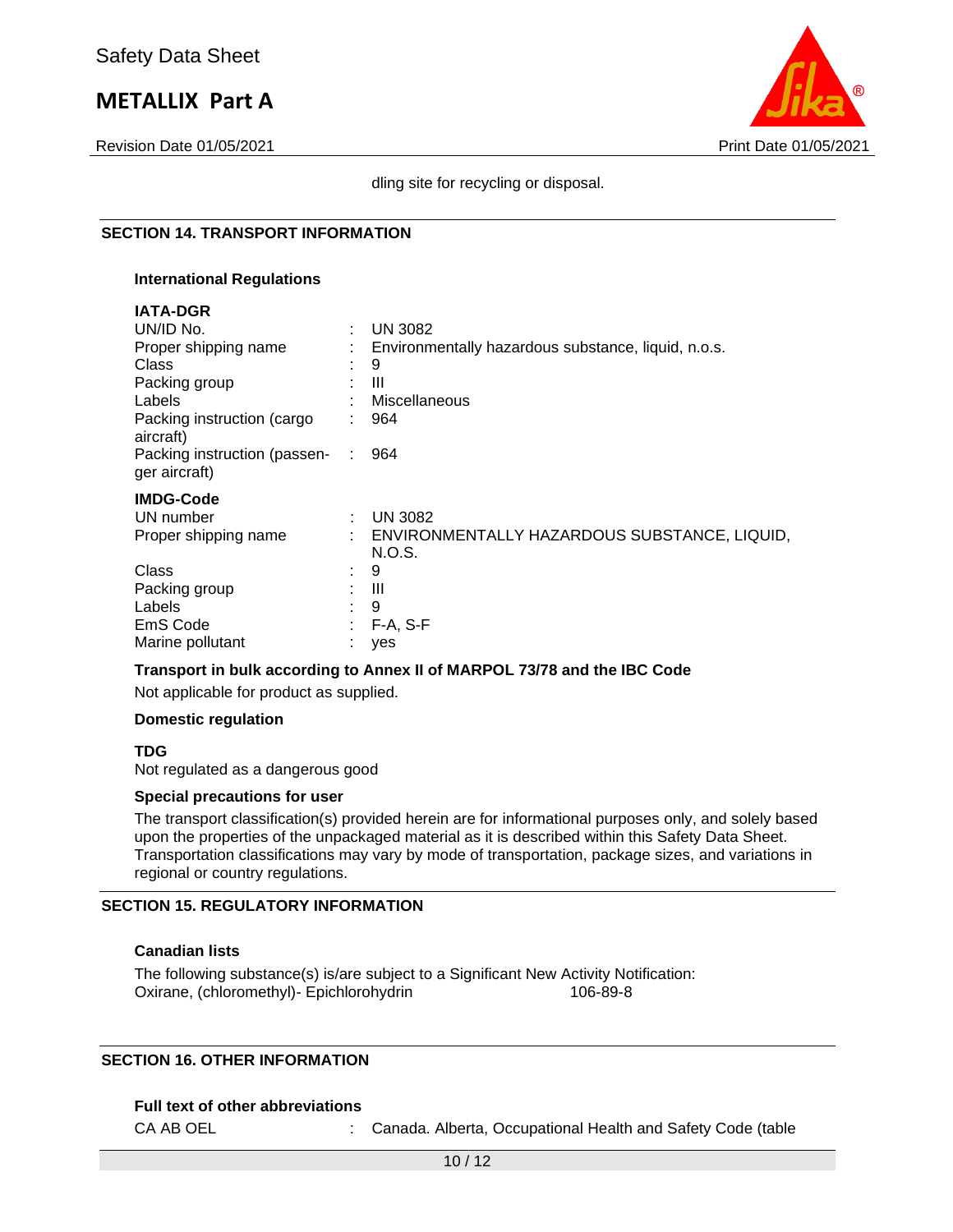dling site for recycling or disposal.

## SECTION 14. TRANSPORT INFORMATION

### International Regulations

**IATA-DGR**

| | | |
|---|---|---|
| UN/ID No. | : | UN 3082 |
| Proper shipping name | : | Environmentally hazardous substance, liquid, n.o.s. |
| Class | : | 9 |
| Packing group | : | III |
| Labels | : | Miscellaneous |
| Packing instruction (cargo aircraft) | : | 964 |
| Packing instruction (passenger aircraft) | : | 964 |

**IMDG-Code**

| | | |
|---|---|---|
| UN number | : | UN 3082 |
| Proper shipping name | : | ENVIRONMENTALLY HAZARDOUS SUBSTANCE, LIQUID, N.O.S. |
| Class | : | 9 |
| Packing group | : | III |
| Labels | : | 9 |
| EmS Code | : | F-A, S-F |
| Marine pollutant | : | yes |

**Transport in bulk according to Annex II of MARPOL 73/78 and the IBC Code**

Not applicable for product as supplied.

**Domestic regulation**

**TDG**

Not regulated as a dangerous good

**Special precautions for user**

The transport classification(s) provided herein are for informational purposes only, and solely based upon the properties of the unpackaged material as it is described within this Safety Data Sheet. Transportation classifications may vary by mode of transportation, package sizes, and variations in regional or country regulations.

## SECTION 15. REGULATORY INFORMATION

**Canadian lists**

The following substance(s) is/are subject to a Significant New Activity Notification:

Oxirane, (chloromethyl)- Epichlorohydrin 106-89-8

## SECTION 16. OTHER INFORMATION

**Full text of other abbreviations**

CA AB OEL : Canada. Alberta, Occupational Health and Safety Code (table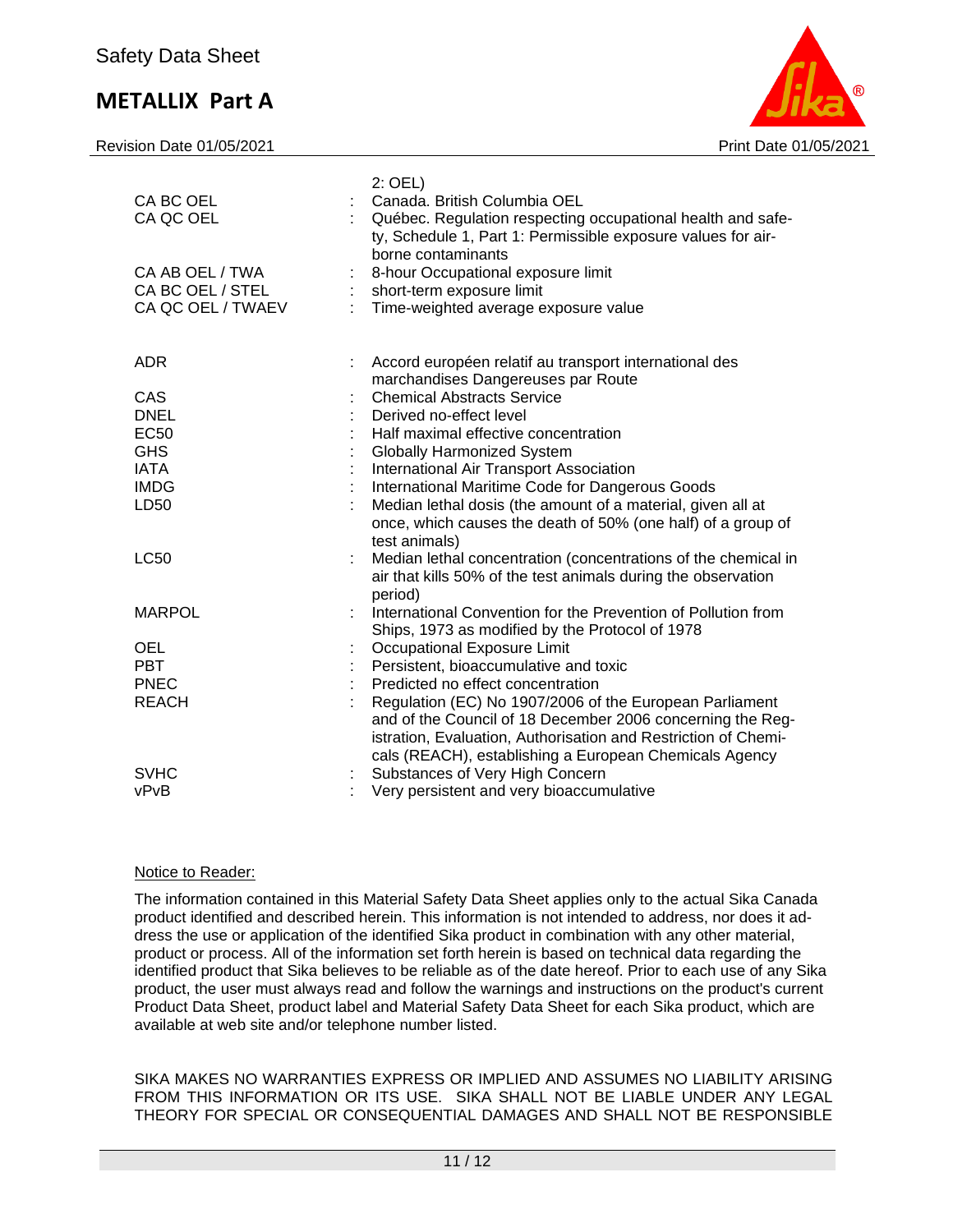| | | |
|---|---|---|
| | | 2: OEL) |
| CA BC OEL | : | Canada. British Columbia OEL |
| CA QC OEL | : | Québec. Regulation respecting occupational health and safety, Schedule 1, Part 1: Permissible exposure values for airborne contaminants |
| CA AB OEL / TWA | : | 8-hour Occupational exposure limit |
| CA BC OEL / STEL | : | short-term exposure limit |
| CA QC OEL / TWAEV | : | Time-weighted average exposure value |

| | | |
|---|---|---|
| ADR | : | Accord européen relatif au transport international des marchandises Dangereuses par Route |
| CAS | : | Chemical Abstracts Service |
| DNEL | : | Derived no-effect level |
| EC50 | : | Half maximal effective concentration |
| GHS | : | Globally Harmonized System |
| IATA | : | International Air Transport Association |
| IMDG | : | International Maritime Code for Dangerous Goods |
| LD50 | : | Median lethal dosis (the amount of a material, given all at once, which causes the death of 50% (one half) of a group of test animals) |
| LC50 | : | Median lethal concentration (concentrations of the chemical in air that kills 50% of the test animals during the observation period) |
| MARPOL | : | International Convention for the Prevention of Pollution from Ships, 1973 as modified by the Protocol of 1978 |
| OEL | : | Occupational Exposure Limit |
| PBT | : | Persistent, bioaccumulative and toxic |
| PNEC | : | Predicted no effect concentration |
| REACH | : | Regulation (EC) No 1907/2006 of the European Parliament and of the Council of 18 December 2006 concerning the Registration, Evaluation, Authorisation and Restriction of Chemicals (REACH), establishing a European Chemicals Agency |
| SVHC | : | Substances of Very High Concern |
| vPvB | : | Very persistent and very bioaccumulative |

Notice to Reader:

The information contained in this Material Safety Data Sheet applies only to the actual Sika Canada product identified and described herein. This information is not intended to address, nor does it address the use or application of the identified Sika product in combination with any other material, product or process. All of the information set forth herein is based on technical data regarding the identified product that Sika believes to be reliable as of the date hereof. Prior to each use of any Sika product, the user must always read and follow the warnings and instructions on the product's current Product Data Sheet, product label and Material Safety Data Sheet for each Sika product, which are available at web site and/or telephone number listed.

SIKA MAKES NO WARRANTIES EXPRESS OR IMPLIED AND ASSUMES NO LIABILITY ARISING FROM THIS INFORMATION OR ITS USE. SIKA SHALL NOT BE LIABLE UNDER ANY LEGAL THEORY FOR SPECIAL OR CONSEQUENTIAL DAMAGES AND SHALL NOT BE RESPONSIBLE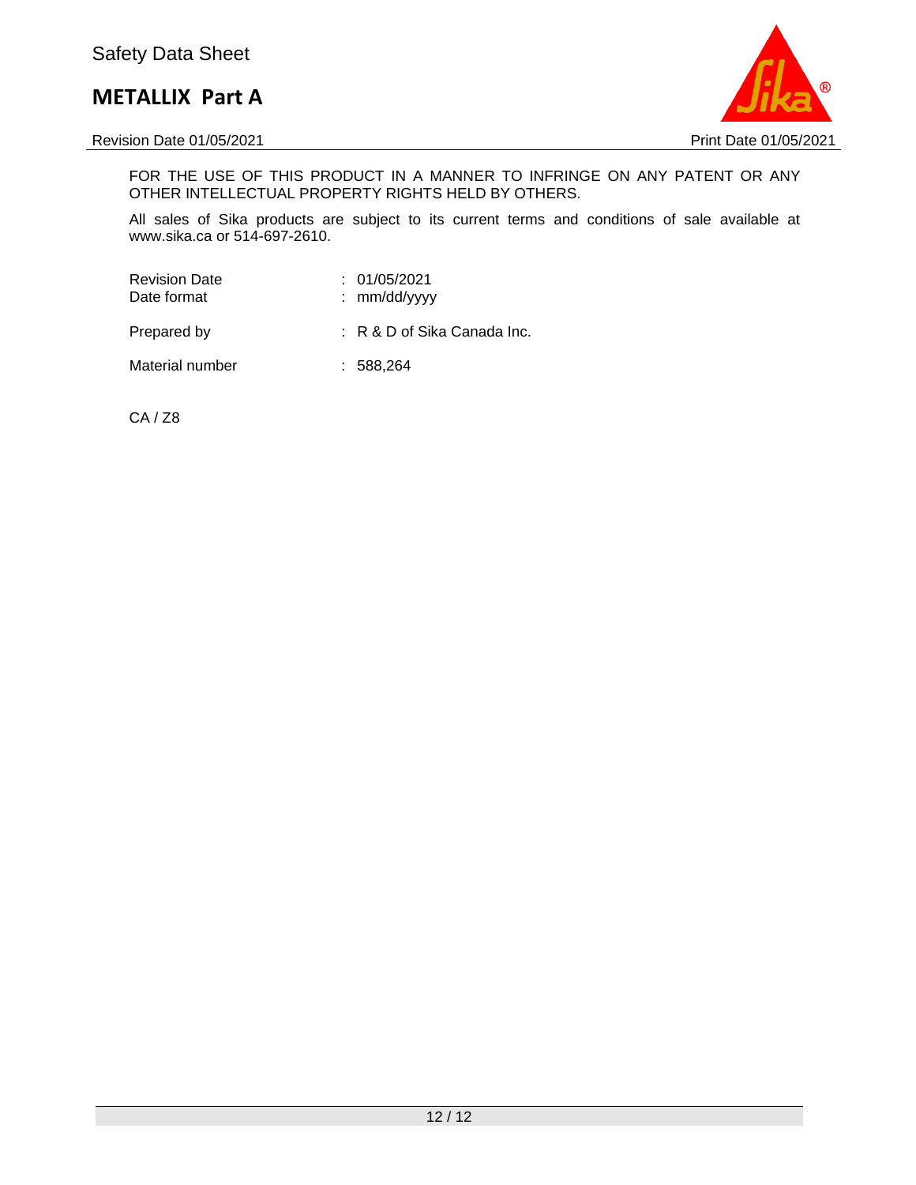FOR THE USE OF THIS PRODUCT IN A MANNER TO INFRINGE ON ANY PATENT OR ANY OTHER INTELLECTUAL PROPERTY RIGHTS HELD BY OTHERS.

All sales of Sika products are subject to its current terms and conditions of sale available at www.sika.ca or 514-697-2610.

Revision Date : 01/05/2021
Date format : mm/dd/yyyy

Prepared by : R & D of Sika Canada Inc.

Material number : 588,264

CA / Z8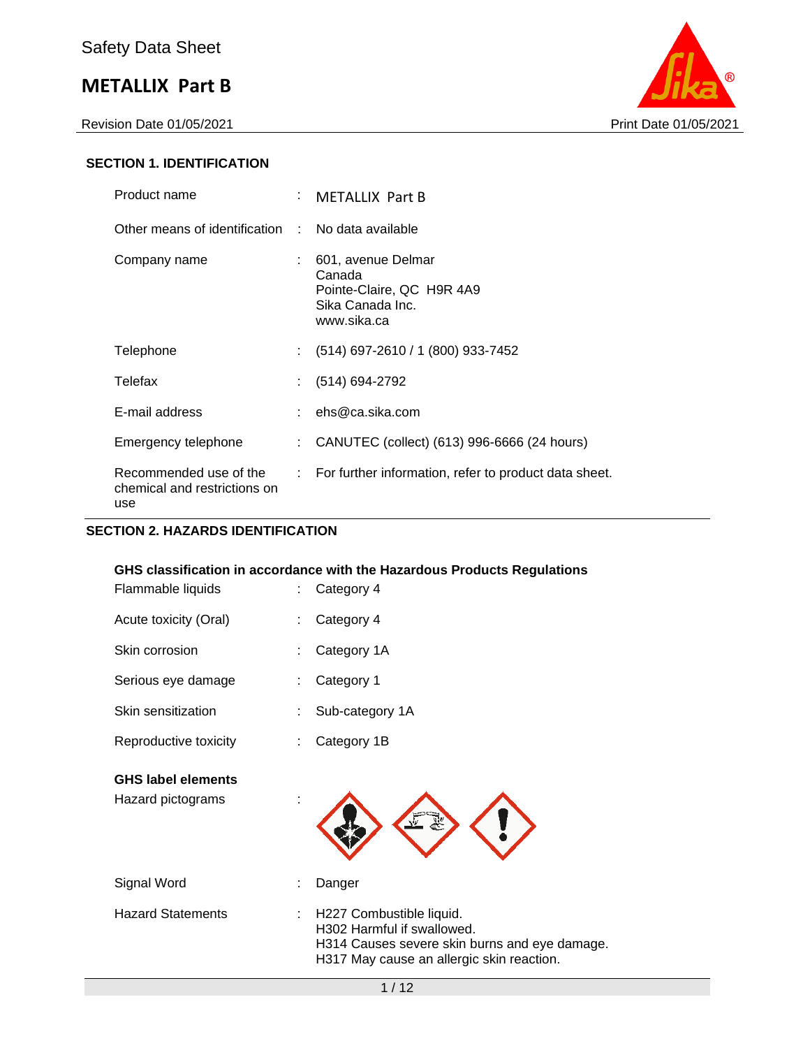Safety Data Sheet

# METALLIX Part B

Revision Date 01/05/2021 | Print Date 01/05/2021

## SECTION 1. IDENTIFICATION

| | | |
|---|---|---|
| Product name | : | METALLIX Part B |
| Other means of identification | : | No data available |
| Company name | : | 601, avenue Delmar<br>Canada<br>Pointe-Claire, QC H9R 4A9<br>Sika Canada Inc.<br>www.sika.ca |
| Telephone | : | (514) 697-2610 / 1 (800) 933-7452 |
| Telefax | : | (514) 694-2792 |
| E-mail address | : | ehs@ca.sika.com |
| Emergency telephone | : | CANUTEC (collect) (613) 996-6666 (24 hours) |
| Recommended use of the chemical and restrictions on use | : | For further information, refer to product data sheet. |

## SECTION 2. HAZARDS IDENTIFICATION

**GHS classification in accordance with the Hazardous Products Regulations**

| | | |
|---|---|---|
| Flammable liquids | : | Category 4 |
| Acute toxicity (Oral) | : | Category 4 |
| Skin corrosion | : | Category 1A |
| Serious eye damage | : | Category 1 |
| Skin sensitization | : | Sub-category 1A |
| Reproductive toxicity | : | Category 1B |

**GHS label elements**

| | | |
|---|---|---|
| Hazard pictograms | : | |
| Signal Word | : | Danger |
| Hazard Statements | : | H227 Combustible liquid.<br>H302 Harmful if swallowed.<br>H314 Causes severe skin burns and eye damage.<br>H317 May cause an allergic skin reaction. |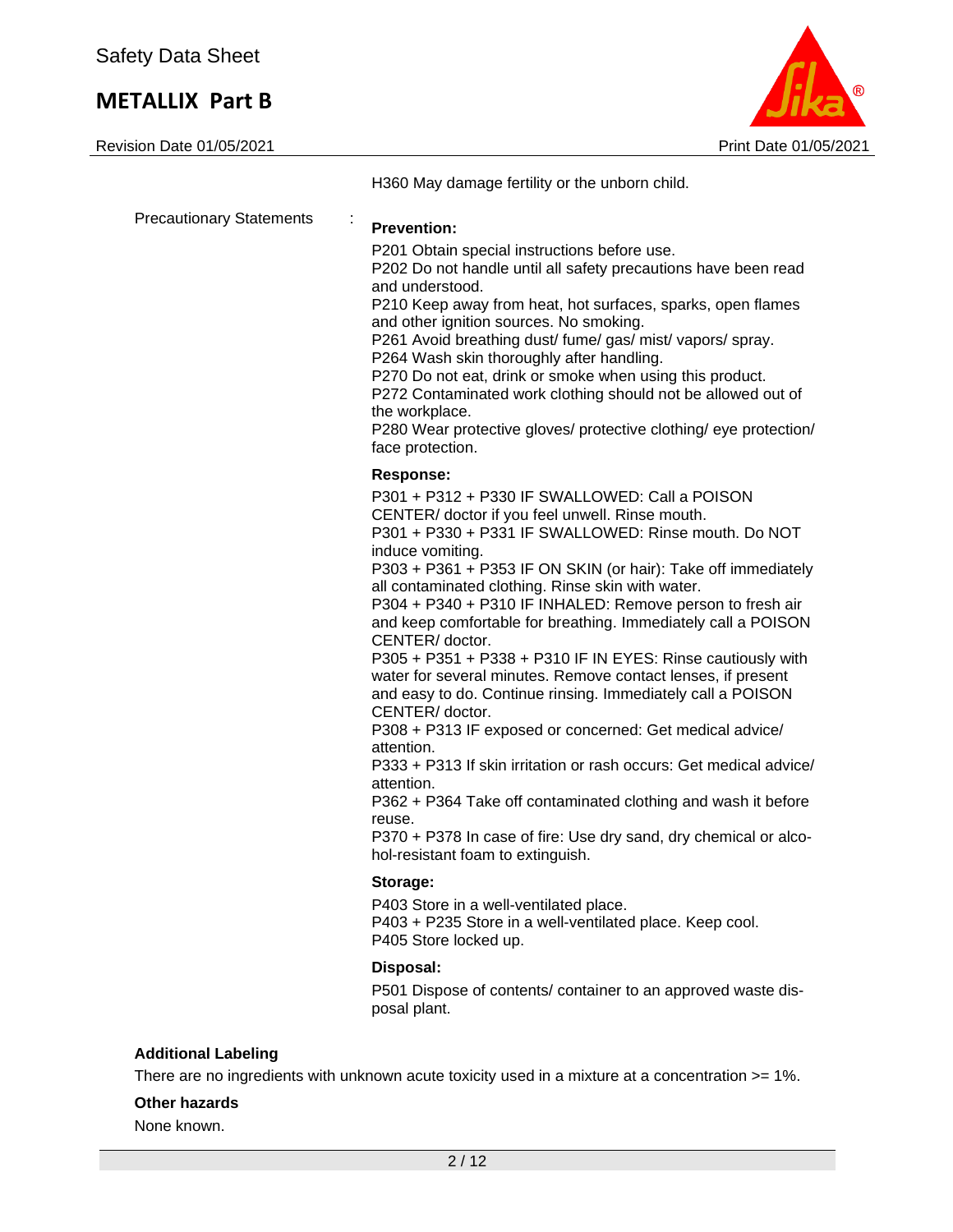H360 May damage fertility or the unborn child.

Precautionary Statements :

**Prevention:**

P201 Obtain special instructions before use.
P202 Do not handle until all safety precautions have been read and understood.
P210 Keep away from heat, hot surfaces, sparks, open flames and other ignition sources. No smoking.
P261 Avoid breathing dust/ fume/ gas/ mist/ vapors/ spray.
P264 Wash skin thoroughly after handling.
P270 Do not eat, drink or smoke when using this product.
P272 Contaminated work clothing should not be allowed out of the workplace.
P280 Wear protective gloves/ protective clothing/ eye protection/ face protection.

**Response:**

P301 + P312 + P330 IF SWALLOWED: Call a POISON CENTER/ doctor if you feel unwell. Rinse mouth.
P301 + P330 + P331 IF SWALLOWED: Rinse mouth. Do NOT induce vomiting.
P303 + P361 + P353 IF ON SKIN (or hair): Take off immediately all contaminated clothing. Rinse skin with water.
P304 + P340 + P310 IF INHALED: Remove person to fresh air and keep comfortable for breathing. Immediately call a POISON CENTER/ doctor.
P305 + P351 + P338 + P310 IF IN EYES: Rinse cautiously with water for several minutes. Remove contact lenses, if present and easy to do. Continue rinsing. Immediately call a POISON CENTER/ doctor.
P308 + P313 IF exposed or concerned: Get medical advice/ attention.
P333 + P313 If skin irritation or rash occurs: Get medical advice/ attention.
P362 + P364 Take off contaminated clothing and wash it before reuse.
P370 + P378 In case of fire: Use dry sand, dry chemical or alcohol-resistant foam to extinguish.

**Storage:**

P403 Store in a well-ventilated place.
P403 + P235 Store in a well-ventilated place. Keep cool.
P405 Store locked up.

**Disposal:**

P501 Dispose of contents/ container to an approved waste disposal plant.

**Additional Labeling**

There are no ingredients with unknown acute toxicity used in a mixture at a concentration >= 1%.

**Other hazards**

None known.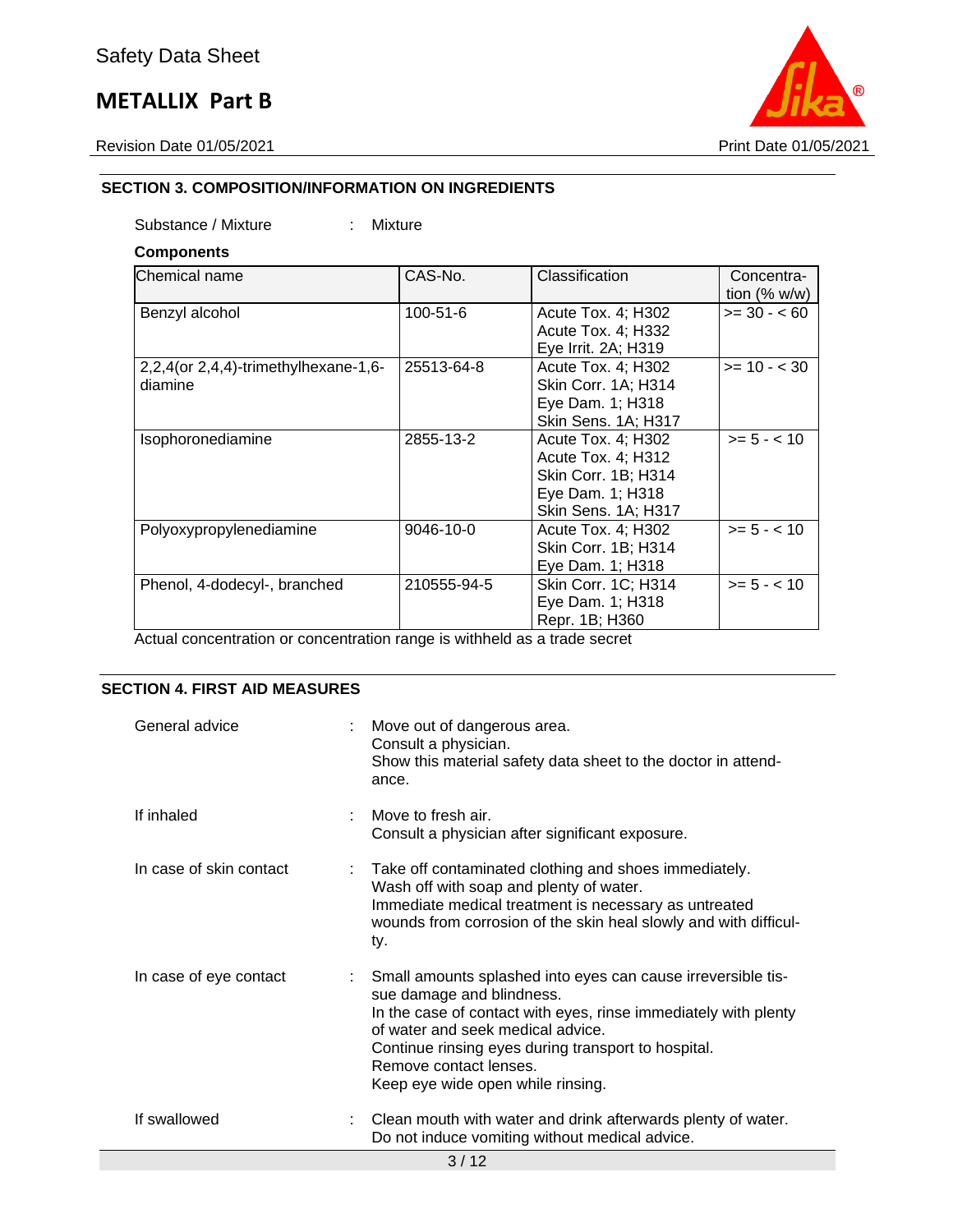## SECTION 3. COMPOSITION/INFORMATION ON INGREDIENTS

Substance / Mixture : Mixture

**Components**

| Chemical name | CAS-No. | Classification | Concentration (% w/w) |
|---|---|---|---|
| Benzyl alcohol | 100-51-6 | Acute Tox. 4; H302<br>Acute Tox. 4; H332<br>Eye Irrit. 2A; H319 | >= 30 - < 60 |
| 2,2,4(or 2,4,4)-trimethylhexane-1,6-diamine | 25513-64-8 | Acute Tox. 4; H302<br>Skin Corr. 1A; H314<br>Eye Dam. 1; H318<br>Skin Sens. 1A; H317 | >= 10 - < 30 |
| Isophoronediamine | 2855-13-2 | Acute Tox. 4; H302<br>Acute Tox. 4; H312<br>Skin Corr. 1B; H314<br>Eye Dam. 1; H318<br>Skin Sens. 1A; H317 | >= 5 - < 10 |
| Polyoxypropylenediamine | 9046-10-0 | Acute Tox. 4; H302<br>Skin Corr. 1B; H314<br>Eye Dam. 1; H318 | >= 5 - < 10 |
| Phenol, 4-dodecyl-, branched | 210555-94-5 | Skin Corr. 1C; H314<br>Eye Dam. 1; H318<br>Repr. 1B; H360 | >= 5 - < 10 |

Actual concentration or concentration range is withheld as a trade secret

## SECTION 4. FIRST AID MEASURES

General advice : Move out of dangerous area.
Consult a physician.
Show this material safety data sheet to the doctor in attendance.

If inhaled : Move to fresh air.
Consult a physician after significant exposure.

In case of skin contact : Take off contaminated clothing and shoes immediately.
Wash off with soap and plenty of water.
Immediate medical treatment is necessary as untreated wounds from corrosion of the skin heal slowly and with difficulty.

In case of eye contact : Small amounts splashed into eyes can cause irreversible tissue damage and blindness.
In the case of contact with eyes, rinse immediately with plenty of water and seek medical advice.
Continue rinsing eyes during transport to hospital.
Remove contact lenses.
Keep eye wide open while rinsing.

If swallowed : Clean mouth with water and drink afterwards plenty of water.
Do not induce vomiting without medical advice.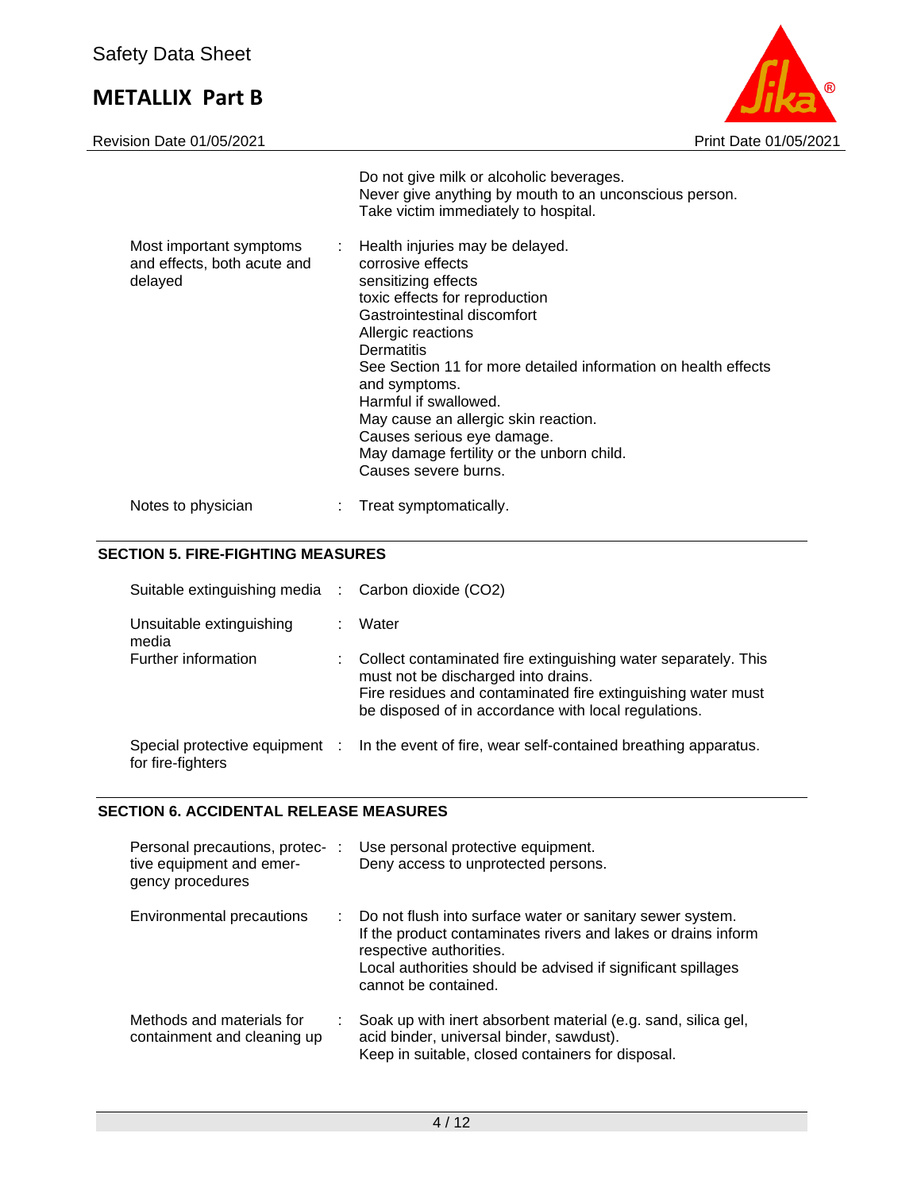| | | |
|---|---|---|
| | | Do not give milk or alcoholic beverages.<br>Never give anything by mouth to an unconscious person.<br>Take victim immediately to hospital. |
| Most important symptoms and effects, both acute and delayed | : | Health injuries may be delayed.<br>corrosive effects<br>sensitizing effects<br>toxic effects for reproduction<br>Gastrointestinal discomfort<br>Allergic reactions<br>Dermatitis<br>See Section 11 for more detailed information on health effects and symptoms.<br>Harmful if swallowed.<br>May cause an allergic skin reaction.<br>Causes serious eye damage.<br>May damage fertility or the unborn child.<br>Causes severe burns. |
| Notes to physician | : | Treat symptomatically. |

## SECTION 5. FIRE-FIGHTING MEASURES

| | | |
|---|---|---|
| Suitable extinguishing media | : | Carbon dioxide ($CO_2$) |
| Unsuitable extinguishing media | : | Water |
| Further information | : | Collect contaminated fire extinguishing water separately. This must not be discharged into drains.<br>Fire residues and contaminated fire extinguishing water must be disposed of in accordance with local regulations. |
| Special protective equipment for fire-fighters | : | In the event of fire, wear self-contained breathing apparatus. |

## SECTION 6. ACCIDENTAL RELEASE MEASURES

| | | |
|---|---|---|
| Personal precautions, protective equipment and emergency procedures | : | Use personal protective equipment.<br>Deny access to unprotected persons. |
| Environmental precautions | : | Do not flush into surface water or sanitary sewer system.<br>If the product contaminates rivers and lakes or drains inform respective authorities.<br>Local authorities should be advised if significant spillages cannot be contained. |
| Methods and materials for containment and cleaning up | : | Soak up with inert absorbent material (e.g. sand, silica gel, acid binder, universal binder, sawdust).<br>Keep in suitable, closed containers for disposal. |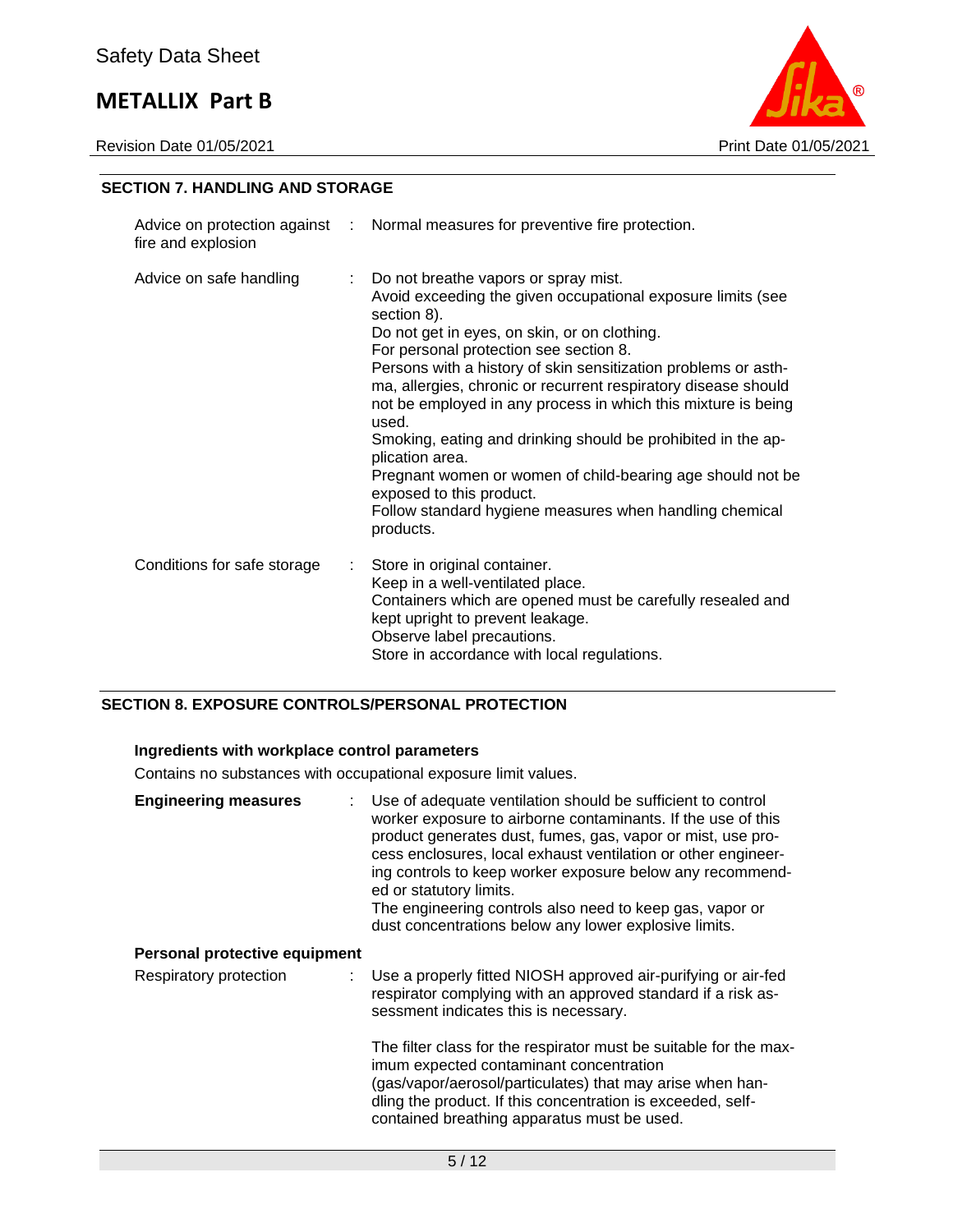## SECTION 7. HANDLING AND STORAGE

| | | |
|---|---|---|
| Advice on protection against fire and explosion | : | Normal measures for preventive fire protection. |
| Advice on safe handling | : | Do not breathe vapors or spray mist.<br>Avoid exceeding the given occupational exposure limits (see section 8).<br>Do not get in eyes, on skin, or on clothing.<br>For personal protection see section 8.<br>Persons with a history of skin sensitization problems or asthma, allergies, chronic or recurrent respiratory disease should not be employed in any process in which this mixture is being used.<br>Smoking, eating and drinking should be prohibited in the application area.<br>Pregnant women or women of child-bearing age should not be exposed to this product.<br>Follow standard hygiene measures when handling chemical products. |
| Conditions for safe storage | : | Store in original container.<br>Keep in a well-ventilated place.<br>Containers which are opened must be carefully resealed and kept upright to prevent leakage.<br>Observe label precautions.<br>Store in accordance with local regulations. |

## SECTION 8. EXPOSURE CONTROLS/PERSONAL PROTECTION

**Ingredients with workplace control parameters**

Contains no substances with occupational exposure limit values.

| | | |
|---|---|---|
| **Engineering measures** | : | Use of adequate ventilation should be sufficient to control worker exposure to airborne contaminants. If the use of this product generates dust, fumes, gas, vapor or mist, use process enclosures, local exhaust ventilation or other engineering controls to keep worker exposure below any recommended or statutory limits.<br>The engineering controls also need to keep gas, vapor or dust concentrations below any lower explosive limits. |

**Personal protective equipment**

| | | |
|---|---|---|
| Respiratory protection | : | Use a properly fitted NIOSH approved air-purifying or air-fed respirator complying with an approved standard if a risk assessment indicates this is necessary.<br><br>The filter class for the respirator must be suitable for the maximum expected contaminant concentration (gas/vapor/aerosol/particulates) that may arise when handling the product. If this concentration is exceeded, self-contained breathing apparatus must be used. |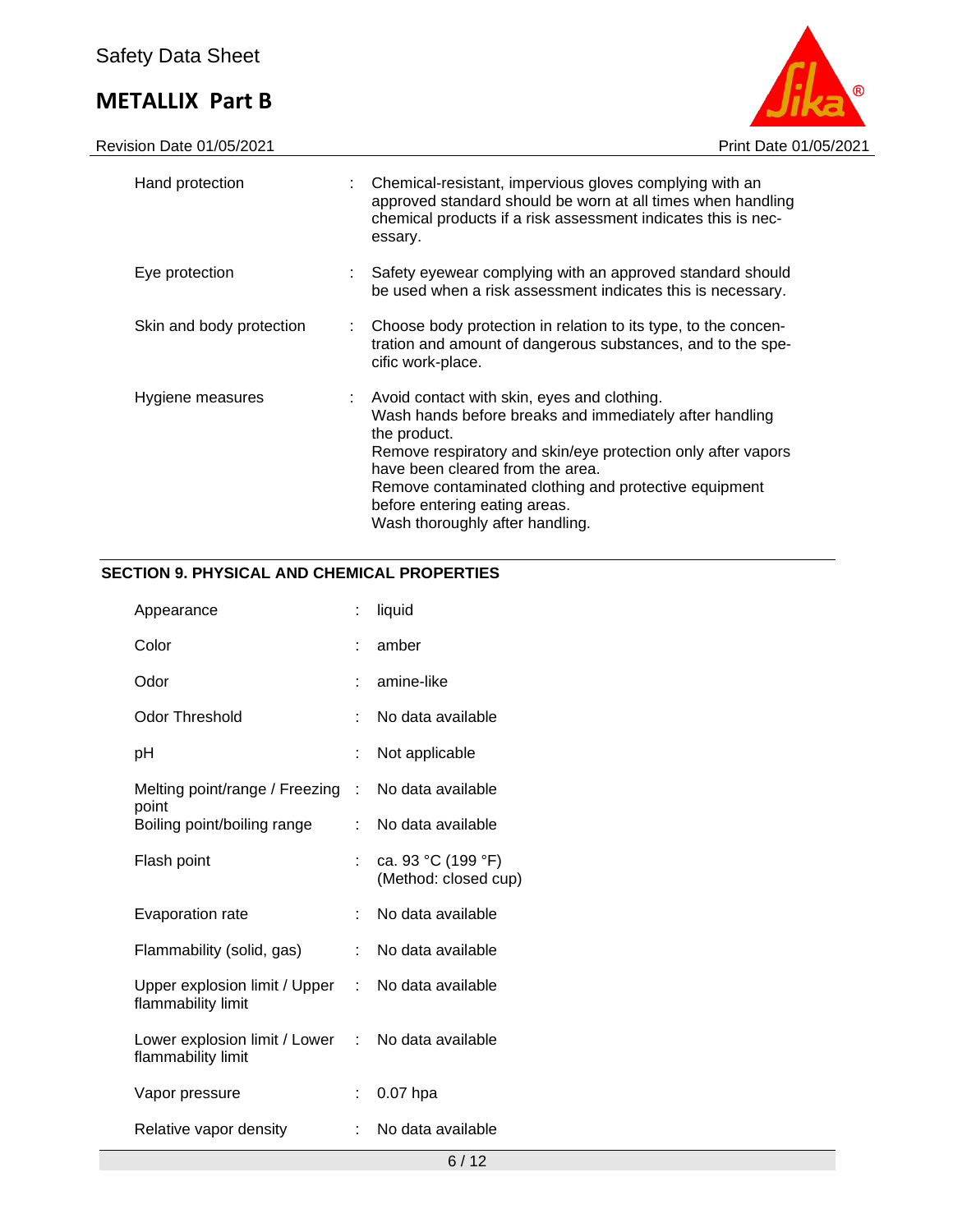| | | |
|---|---|---|
| Hand protection | : | Chemical-resistant, impervious gloves complying with an approved standard should be worn at all times when handling chemical products if a risk assessment indicates this is necessary. |
| Eye protection | : | Safety eyewear complying with an approved standard should be used when a risk assessment indicates this is necessary. |
| Skin and body protection | : | Choose body protection in relation to its type, to the concentration and amount of dangerous substances, and to the specific work-place. |
| Hygiene measures | : | Avoid contact with skin, eyes and clothing.<br>Wash hands before breaks and immediately after handling the product.<br>Remove respiratory and skin/eye protection only after vapors have been cleared from the area.<br>Remove contaminated clothing and protective equipment before entering eating areas.<br>Wash thoroughly after handling. |

## SECTION 9. PHYSICAL AND CHEMICAL PROPERTIES

| | | |
|---|---|---|
| Appearance | : | liquid |
| Color | : | amber |
| Odor | : | amine-like |
| Odor Threshold | : | No data available |
| pH | : | Not applicable |
| Melting point/range / Freezing point | : | No data available |
| Boiling point/boiling range | : | No data available |
| Flash point | : | ca. 93 °C (199 °F)<br>(Method: closed cup) |
| Evaporation rate | : | No data available |
| Flammability (solid, gas) | : | No data available |
| Upper explosion limit / Upper flammability limit | : | No data available |
| Lower explosion limit / Lower flammability limit | : | No data available |
| Vapor pressure | : | 0.07 hpa |
| Relative vapor density | : | No data available |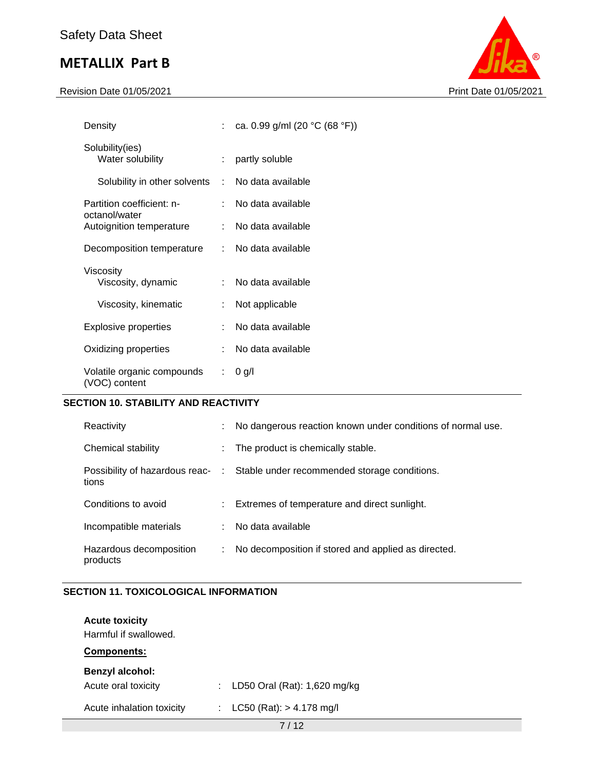| | | |
|---|---|---|
| Density | : | ca. 0.99 g/ml (20 °C (68 °F)) |
| Solubility(ies) Water solubility | : | partly soluble |
| Solubility in other solvents | : | No data available |
| Partition coefficient: n-octanol/water | : | No data available |
| Autoignition temperature | : | No data available |
| Decomposition temperature | : | No data available |
| Viscosity Viscosity, dynamic | : | No data available |
| Viscosity, kinematic | : | Not applicable |
| Explosive properties | : | No data available |
| Oxidizing properties | : | No data available |
| Volatile organic compounds (VOC) content | : | 0 g/l |

## SECTION 10. STABILITY AND REACTIVITY

| | | |
|---|---|---|
| Reactivity | : | No dangerous reaction known under conditions of normal use. |
| Chemical stability | : | The product is chemically stable. |
| Possibility of hazardous reactions | : | Stable under recommended storage conditions. |
| Conditions to avoid | : | Extremes of temperature and direct sunlight. |
| Incompatible materials | : | No data available |
| Hazardous decomposition products | : | No decomposition if stored and applied as directed. |

## SECTION 11. TOXICOLOGICAL INFORMATION

**Acute toxicity**

Harmful if swallowed.

**Components:**

**Benzyl alcohol:**

| | | |
|---|---|---|
| Acute oral toxicity | : | LD50 Oral (Rat): 1,620 mg/kg |
| Acute inhalation toxicity | : | LC50 (Rat): > 4.178 mg/l |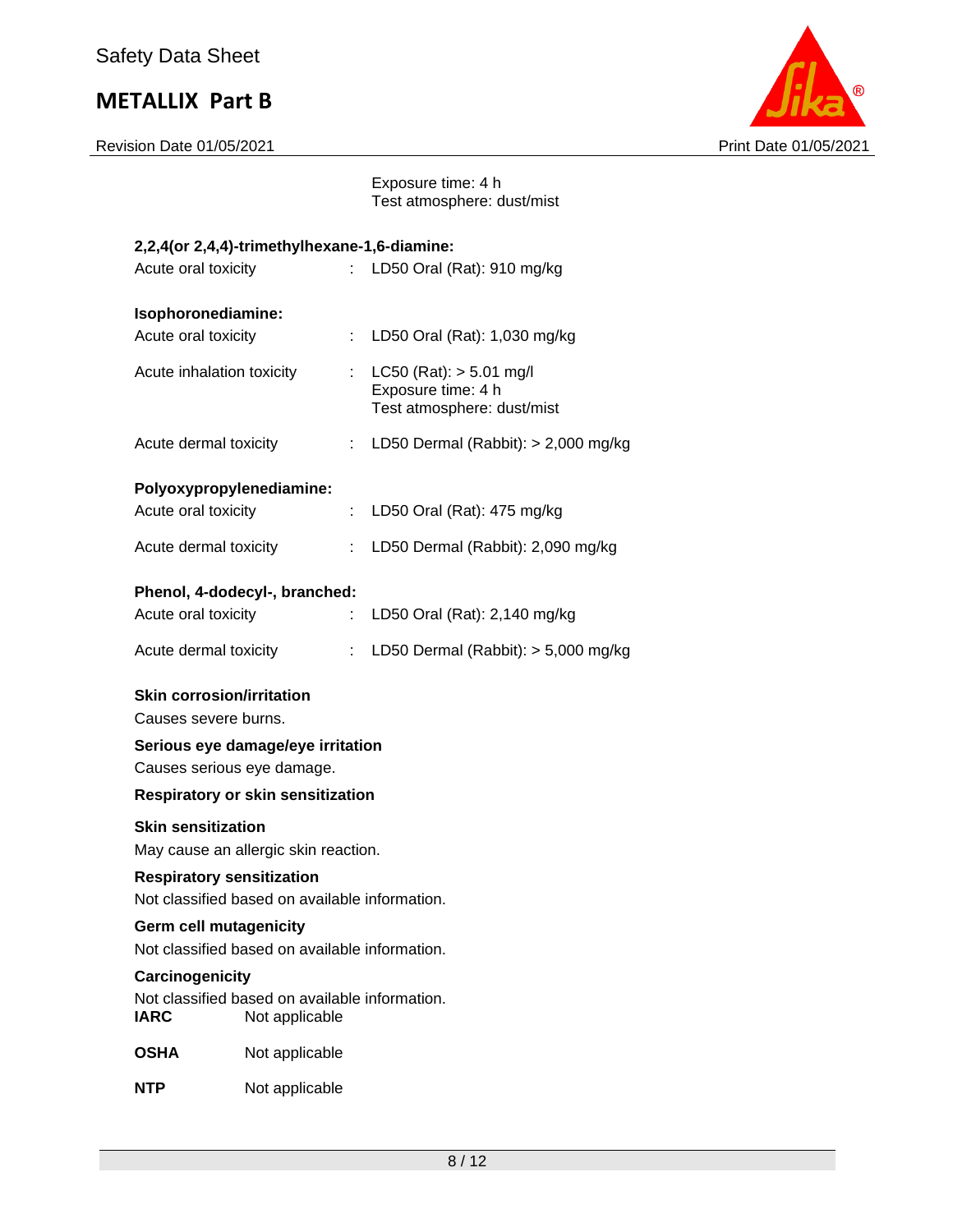Exposure time: 4 h
Test atmosphere: dust/mist

**2,2,4(or 2,4,4)-trimethylhexane-1,6-diamine:**

| | | |
|---|---|---|
| Acute oral toxicity | : | LD50 Oral (Rat): 910 mg/kg |

**Isophoronediamine:**

| | | |
|---|---|---|
| Acute oral toxicity | : | LD50 Oral (Rat): 1,030 mg/kg |
| Acute inhalation toxicity | : | LC50 (Rat): > 5.01 mg/l<br>Exposure time: 4 h<br>Test atmosphere: dust/mist |
| Acute dermal toxicity | : | LD50 Dermal (Rabbit): > 2,000 mg/kg |

**Polyoxypropylenediamine:**

| | | |
|---|---|---|
| Acute oral toxicity | : | LD50 Oral (Rat): 475 mg/kg |
| Acute dermal toxicity | : | LD50 Dermal (Rabbit): 2,090 mg/kg |

**Phenol, 4-dodecyl-, branched:**

| | | |
|---|---|---|
| Acute oral toxicity | : | LD50 Oral (Rat): 2,140 mg/kg |
| Acute dermal toxicity | : | LD50 Dermal (Rabbit): > 5,000 mg/kg |

**Skin corrosion/irritation**

Causes severe burns.

**Serious eye damage/eye irritation**

Causes serious eye damage.

**Respiratory or skin sensitization**

**Skin sensitization**

May cause an allergic skin reaction.

**Respiratory sensitization**

Not classified based on available information.

**Germ cell mutagenicity**

Not classified based on available information.

**Carcinogenicity**

Not classified based on available information.

| | |
|---|---|
| **IARC** | Not applicable |
| **OSHA** | Not applicable |
| **NTP** | Not applicable |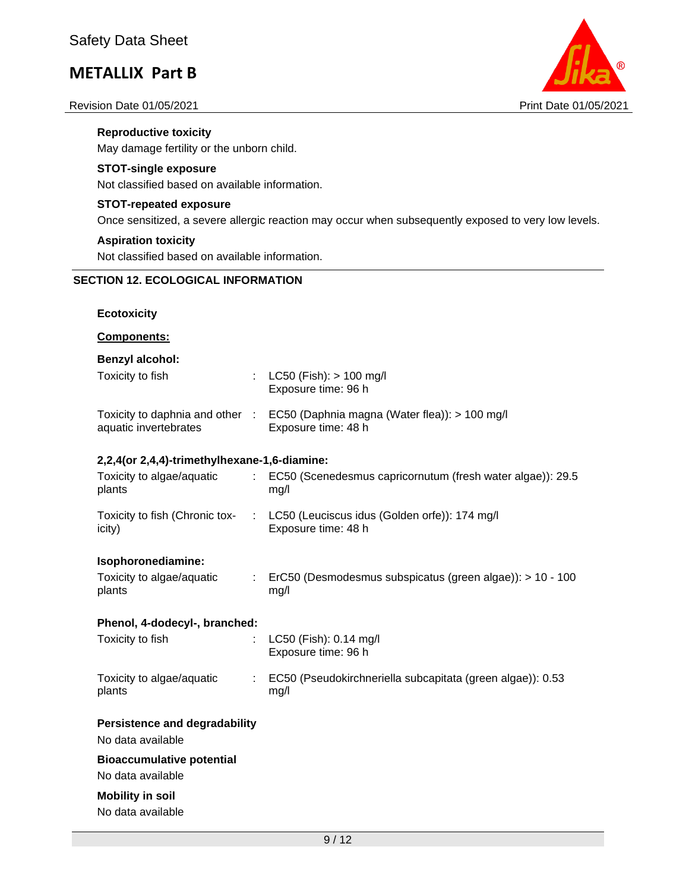**Reproductive toxicity**

May damage fertility or the unborn child.

**STOT-single exposure**

Not classified based on available information.

**STOT-repeated exposure**

Once sensitized, a severe allergic reaction may occur when subsequently exposed to very low levels.

**Aspiration toxicity**

Not classified based on available information.

## SECTION 12. ECOLOGICAL INFORMATION

**Ecotoxicity**

**Components:**

**Benzyl alcohol:**

| | | |
|---|---|---|
| Toxicity to fish | : | LC50 (Fish): > 100 mg/l<br>Exposure time: 96 h |
| Toxicity to daphnia and other aquatic invertebrates | : | EC50 (Daphnia magna (Water flea)): > 100 mg/l<br>Exposure time: 48 h |

**2,2,4(or 2,4,4)-trimethylhexane-1,6-diamine:**

| | | |
|---|---|---|
| Toxicity to algae/aquatic plants | : | EC50 (Scenedesmus capricornutum (fresh water algae)): 29.5 mg/l |
| Toxicity to fish (Chronic toxicity) | : | LC50 (Leuciscus idus (Golden orfe)): 174 mg/l<br>Exposure time: 48 h |

**Isophoronediamine:**

| | | |
|---|---|---|
| Toxicity to algae/aquatic plants | : | ErC50 (Desmodesmus subspicatus (green algae)): > 10 - 100 mg/l |

**Phenol, 4-dodecyl-, branched:**

| | | |
|---|---|---|
| Toxicity to fish | : | LC50 (Fish): 0.14 mg/l<br>Exposure time: 96 h |
| Toxicity to algae/aquatic plants | : | EC50 (Pseudokirchneriella subcapitata (green algae)): 0.53 mg/l |

**Persistence and degradability**

No data available

**Bioaccumulative potential**

No data available

**Mobility in soil**

No data available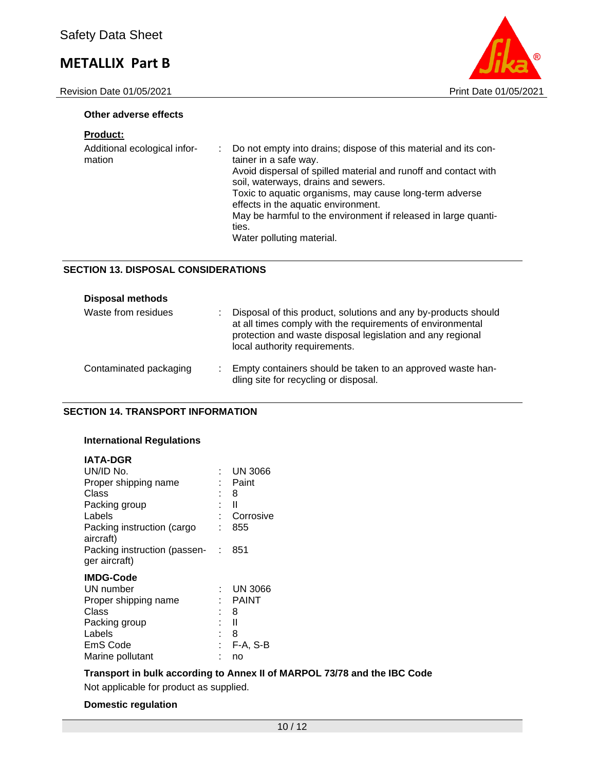#### Other adverse effects

**Product:**

| | |
|---|---|
| Additional ecological information | : Do not empty into drains; dispose of this material and its container in a safe way.<br>Avoid dispersal of spilled material and runoff and contact with soil, waterways, drains and sewers.<br>Toxic to aquatic organisms, may cause long-term adverse effects in the aquatic environment.<br>May be harmful to the environment if released in large quantities.<br>Water polluting material. |

## SECTION 13. DISPOSAL CONSIDERATIONS

#### Disposal methods

| | |
|---|---|
| Waste from residues | : Disposal of this product, solutions and any by-products should at all times comply with the requirements of environmental protection and waste disposal legislation and any regional local authority requirements. |
| Contaminated packaging | : Empty containers should be taken to an approved waste handling site for recycling or disposal. |

## SECTION 14. TRANSPORT INFORMATION

#### International Regulations

**IATA-DGR**

| | |
|---|---|
| UN/ID No. | : UN 3066 |
| Proper shipping name | : Paint |
| Class | : 8 |
| Packing group | : II |
| Labels | : Corrosive |
| Packing instruction (cargo aircraft) | : 855 |
| Packing instruction (passenger aircraft) | : 851 |

**IMDG-Code**

| | |
|---|---|
| UN number | : UN 3066 |
| Proper shipping name | : PAINT |
| Class | : 8 |
| Packing group | : II |
| Labels | : 8 |
| EmS Code | : F-A, S-B |
| Marine pollutant | : no |

**Transport in bulk according to Annex II of MARPOL 73/78 and the IBC Code**

Not applicable for product as supplied.

**Domestic regulation**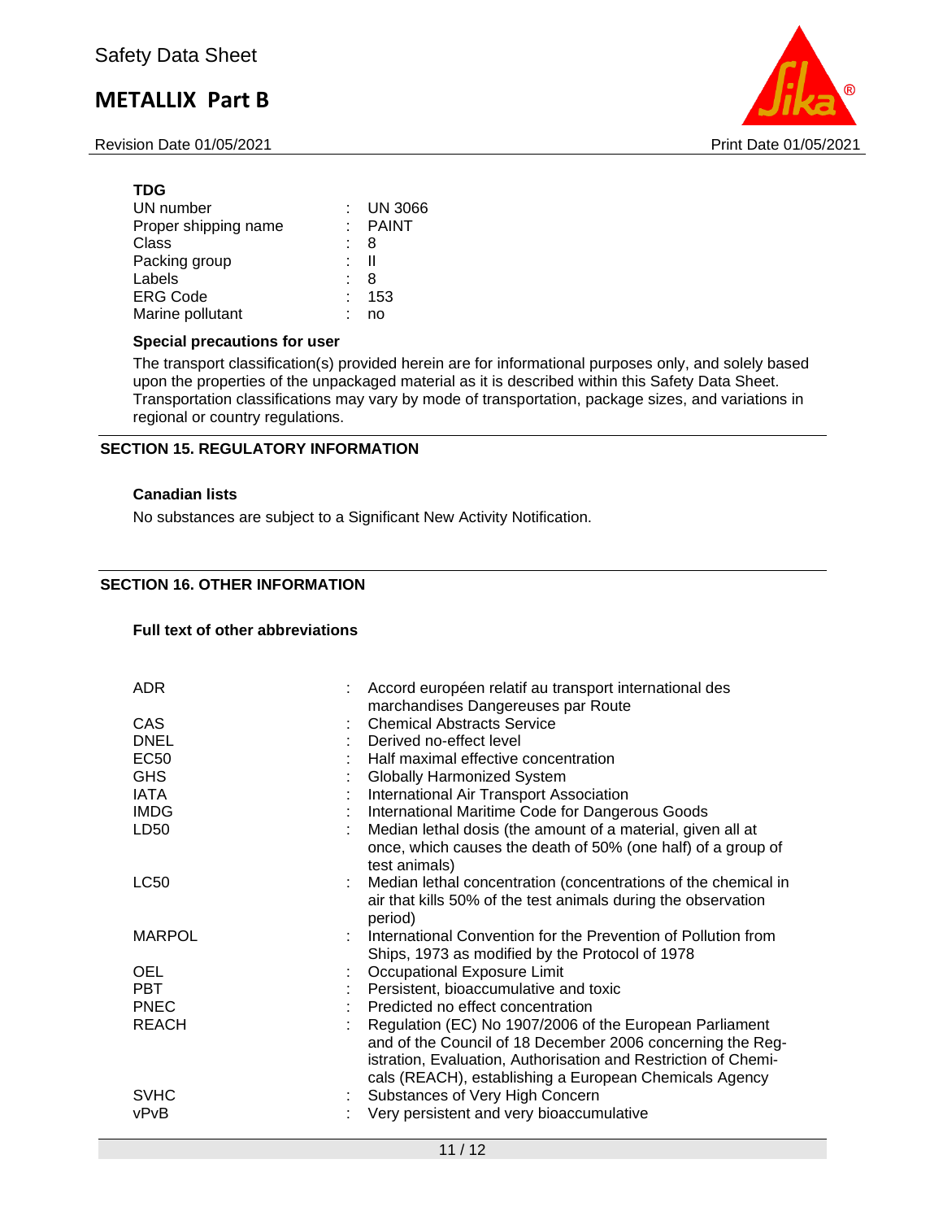**TDG**

| | | |
|---|---|---|
| UN number | : | UN 3066 |
| Proper shipping name | : | PAINT |
| Class | : | 8 |
| Packing group | : | II |
| Labels | : | 8 |
| ERG Code | : | 153 |
| Marine pollutant | : | no |

**Special precautions for user**

The transport classification(s) provided herein are for informational purposes only, and solely based upon the properties of the unpackaged material as it is described within this Safety Data Sheet. Transportation classifications may vary by mode of transportation, package sizes, and variations in regional or country regulations.

## SECTION 15. REGULATORY INFORMATION

**Canadian lists**

No substances are subject to a Significant New Activity Notification.

## SECTION 16. OTHER INFORMATION

**Full text of other abbreviations**

| | | |
|---|---|---|
| ADR | : | Accord européen relatif au transport international des marchandises Dangereuses par Route |
| CAS | : | Chemical Abstracts Service |
| DNEL | : | Derived no-effect level |
| EC50 | : | Half maximal effective concentration |
| GHS | : | Globally Harmonized System |
| IATA | : | International Air Transport Association |
| IMDG | : | International Maritime Code for Dangerous Goods |
| LD50 | : | Median lethal dosis (the amount of a material, given all at once, which causes the death of 50% (one half) of a group of test animals) |
| LC50 | : | Median lethal concentration (concentrations of the chemical in air that kills 50% of the test animals during the observation period) |
| MARPOL | : | International Convention for the Prevention of Pollution from Ships, 1973 as modified by the Protocol of 1978 |
| OEL | : | Occupational Exposure Limit |
| PBT | : | Persistent, bioaccumulative and toxic |
| PNEC | : | Predicted no effect concentration |
| REACH | : | Regulation (EC) No 1907/2006 of the European Parliament and of the Council of 18 December 2006 concerning the Registration, Evaluation, Authorisation and Restriction of Chemicals (REACH), establishing a European Chemicals Agency |
| SVHC | : | Substances of Very High Concern |
| vPvB | : | Very persistent and very bioaccumulative |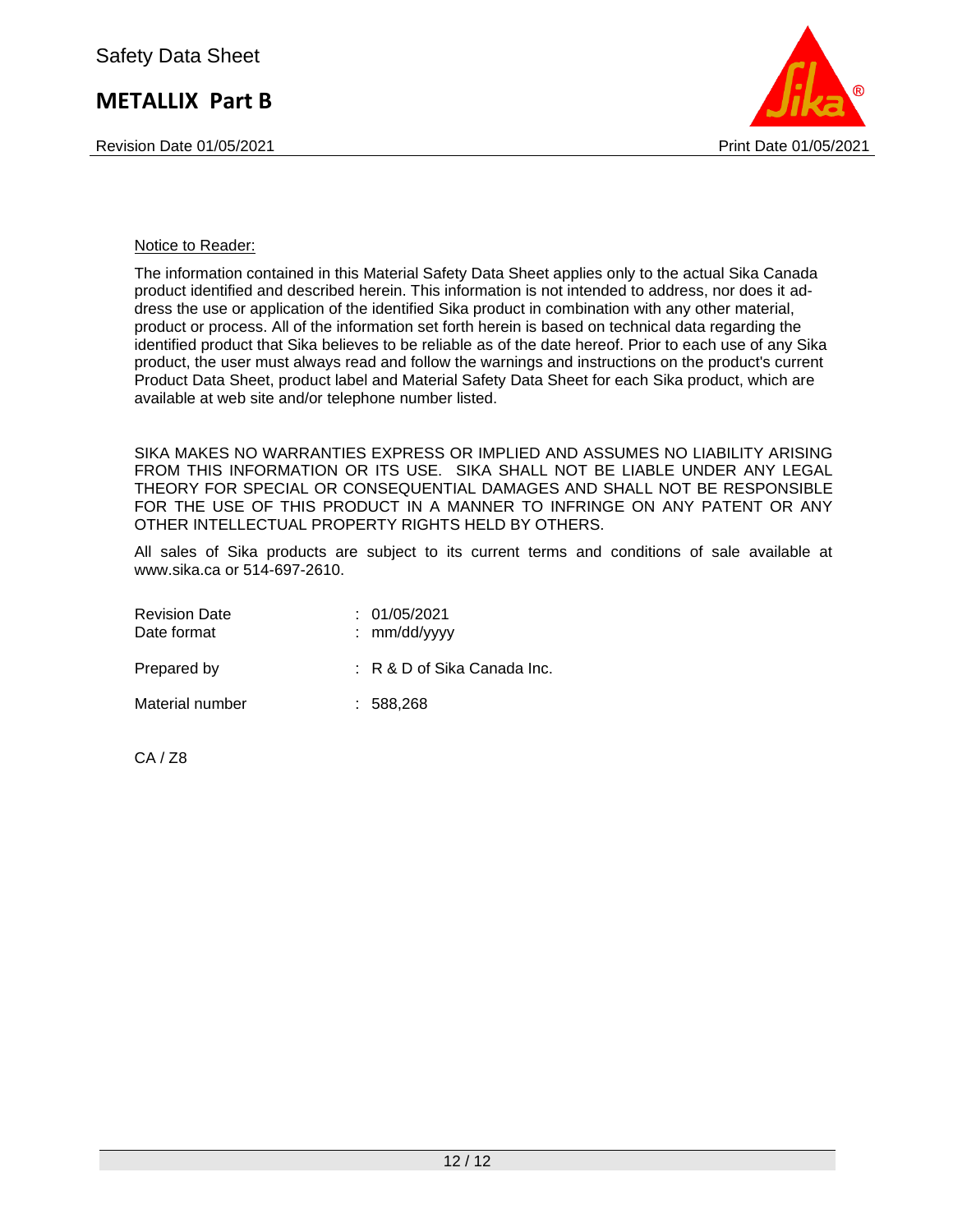Notice to Reader:

The information contained in this Material Safety Data Sheet applies only to the actual Sika Canada product identified and described herein. This information is not intended to address, nor does it address the use or application of the identified Sika product in combination with any other material, product or process. All of the information set forth herein is based on technical data regarding the identified product that Sika believes to be reliable as of the date hereof. Prior to each use of any Sika product, the user must always read and follow the warnings and instructions on the product's current Product Data Sheet, product label and Material Safety Data Sheet for each Sika product, which are available at web site and/or telephone number listed.

SIKA MAKES NO WARRANTIES EXPRESS OR IMPLIED AND ASSUMES NO LIABILITY ARISING FROM THIS INFORMATION OR ITS USE. SIKA SHALL NOT BE LIABLE UNDER ANY LEGAL THEORY FOR SPECIAL OR CONSEQUENTIAL DAMAGES AND SHALL NOT BE RESPONSIBLE FOR THE USE OF THIS PRODUCT IN A MANNER TO INFRINGE ON ANY PATENT OR ANY OTHER INTELLECTUAL PROPERTY RIGHTS HELD BY OTHERS.

All sales of Sika products are subject to its current terms and conditions of sale available at www.sika.ca or 514-697-2610.

| | |
|---|---|
| Revision Date | : 01/05/2021 |
| Date format | : mm/dd/yyyy |
| Prepared by | : R & D of Sika Canada Inc. |
| Material number | : 588,268 |

CA / Z8